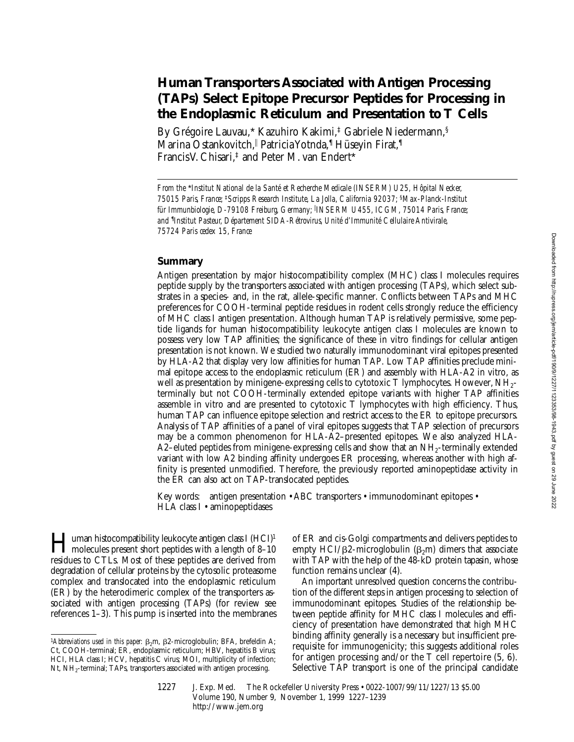# Human Transporters Associated with Antigen Processing (TAPs) Select Epitope Precursor Peptides for Processing in the Endoplasmic Reticulum and Presentation to T Cells

By Grégoire Lauvau,* Kazuhiro Kakimi,‡ Gabriele Niedermann,§ Marina Ostankovitch,‖ Patricia Yotnda,¶ Hüseyin Firat,¶ Francis V. Chisari,‡ and Peter M. van Endert*

*From the \*Institut National de la Santé et Recherche Medicale (INSERM) U25, Hôpital Necker, 75015 Paris, France; ‡Scripps Research Institute, La Jolla, California 92037; §Max-Planck-Institut für Immunbiologie, D-79108 Freiburg, Germany; ‖INSERM U455, ICGM, 75014 Paris, France; and ¶Institut Pasteur, Département SIDA-Rétrovirus, Unité d'Immunité Cellulaire Antivirale, 75724 Paris cedex 15, France*

## Summary

Antigen presentation by major histocompatibility complex (MHC) class I molecules requires peptide supply by the transporters associated with antigen processing (TAPs), which select substrates in a species- and, in the rat, allele-specific manner. Conflicts between TAPs and MHC preferences for COOH-terminal peptide residues in rodent cells strongly reduce the efficiency of MHC class I antigen presentation. Although human TAP is relatively permissive, some peptide ligands for human histocompatibility leukocyte antigen class I molecules are known to possess very low TAP affinities; the significance of these in vitro findings for cellular antigen presentation is not known. We studied two naturally immunodominant viral epitopes presented by HLA-A2 that display very low affinities for human TAP. Low TAP affinities preclude minimal epitope access to the endoplasmic reticulum (ER) and assembly with HLA-A2 in vitro, as well as presentation by minigene-expressing cells to cytotoxic T lymphocytes. However, $NH_2$-terminally but not COOH-terminally extended epitope variants with higher TAP affinities assemble in vitro and are presented to cytotoxic T lymphocytes with high efficiency. Thus, human TAP can influence epitope selection and restrict access to the ER to epitope precursors. Analysis of TAP affinities of a panel of viral epitopes suggests that TAP selection of precursors may be a common phenomenon for HLA-A2–presented epitopes. We also analyzed HLA-A2–eluted peptides from minigene-expressing cells and show that an $NH_2$-terminally extended variant with low A2 binding affinity undergoes ER processing, whereas another with high affinity is presented unmodified. Therefore, the previously reported aminopeptidase activity in the ER can also act on TAP-translocated peptides.

Key words: antigen presentation • ABC transporters • immunodominant epitopes • HLA class I • aminopeptidases

Human histocompatibility leukocyte antigen class I (HCI)[1] molecules present short peptides with a length of 8–10 residues to CTLs. Most of these peptides are derived from degradation of cellular proteins by the cytosolic proteasome complex and translocated into the endoplasmic reticulum (ER) by the heterodimeric complex of the transporters associated with antigen processing (TAPs) (for review see references 1–3). This pump is inserted into the membranes of ER and cis-Golgi compartments and delivers peptides to empty HCI/β2-microglobulin ($\beta_2$m) dimers that associate with TAP with the help of the 48-kD protein tapasin, whose function remains unclear (4).

An important unresolved question concerns the contribution of the different steps in antigen processing to selection of immunodominant epitopes. Studies of the relationship between peptide affinity for MHC class I molecules and efficiency of presentation have demonstrated that high MHC binding affinity generally is a necessary but insufficient prerequisite for immunogenicity; this suggests additional roles for antigen processing and/or the T cell repertoire (5, 6). Selective TAP transport is one of the principal candidate

[1]*Abbreviations used in this paper:* $\beta_2$m, β2-microglobulin; BFA, brefeldin A; Ct, COOH-terminal; ER, endoplasmic reticulum; HBV, hepatitis B virus; HCI, HLA class I; HCV, hepatitis C virus; MOI, multiplicity of infection; Nt, $NH_2$-terminal; TAPs, transporters associated with antigen processing.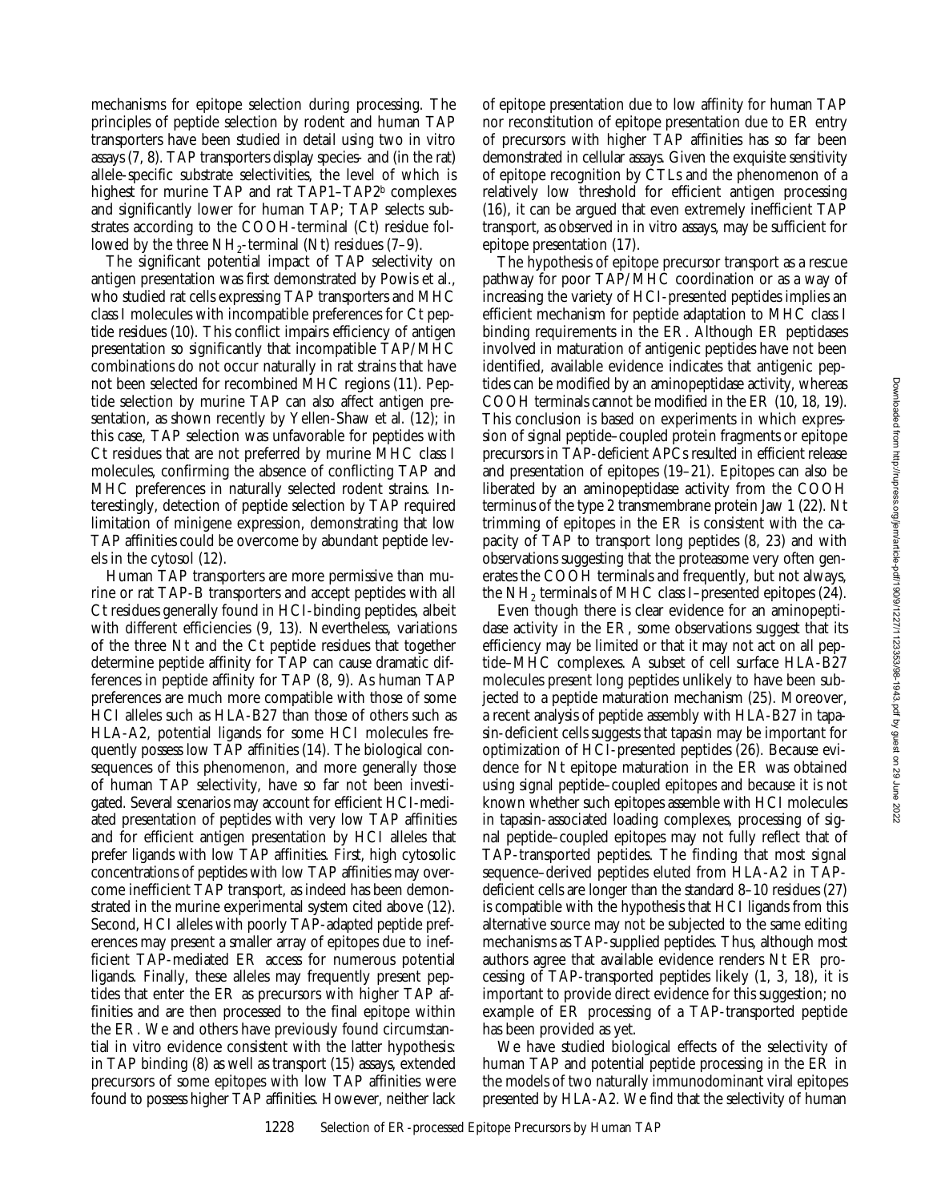mechanisms for epitope selection during processing. The principles of peptide selection by rodent and human TAP transporters have been studied in detail using two in vitro assays (7, 8). TAP transporters display species- and (in the rat) allele-specific substrate selectivities, the level of which is highest for murine TAP and rat TAP1–TAP2$^b$ complexes and significantly lower for human TAP; TAP selects substrates according to the COOH-terminal (Ct) residue followed by the three $NH_2$-terminal (Nt) residues (7–9).

The significant potential impact of TAP selectivity on antigen presentation was first demonstrated by Powis et al., who studied rat cells expressing TAP transporters and MHC class I molecules with incompatible preferences for Ct peptide residues (10). This conflict impairs efficiency of antigen presentation so significantly that incompatible TAP/MHC combinations do not occur naturally in rat strains that have not been selected for recombined MHC regions (11). Peptide selection by murine TAP can also affect antigen presentation, as shown recently by Yellen-Shaw et al. (12); in this case, TAP selection was unfavorable for peptides with Ct residues that are not preferred by murine MHC class I molecules, confirming the absence of conflicting TAP and MHC preferences in naturally selected rodent strains. Interestingly, detection of peptide selection by TAP required limitation of minigene expression, demonstrating that low TAP affinities could be overcome by abundant peptide levels in the cytosol (12).

Human TAP transporters are more permissive than murine or rat TAP-B transporters and accept peptides with all Ct residues generally found in HCI-binding peptides, albeit with different efficiencies (9, 13). Nevertheless, variations of the three Nt and the Ct peptide residues that together determine peptide affinity for TAP can cause dramatic differences in peptide affinity for TAP (8, 9). As human TAP preferences are much more compatible with those of some HCI alleles such as HLA-B27 than those of others such as HLA-A2, potential ligands for some HCI molecules frequently possess low TAP affinities (14). The biological consequences of this phenomenon, and more generally those of human TAP selectivity, have so far not been investigated. Several scenarios may account for efficient HCI-mediated presentation of peptides with very low TAP affinities and for efficient antigen presentation by HCI alleles that prefer ligands with low TAP affinities. First, high cytosolic concentrations of peptides with low TAP affinities may overcome inefficient TAP transport, as indeed has been demonstrated in the murine experimental system cited above (12). Second, HCI alleles with poorly TAP-adapted peptide preferences may present a smaller array of epitopes due to inefficient TAP-mediated ER access for numerous potential ligands. Finally, these alleles may frequently present peptides that enter the ER as precursors with higher TAP affinities and are then processed to the final epitope within the ER. We and others have previously found circumstantial in vitro evidence consistent with the latter hypothesis: in TAP binding (8) as well as transport (15) assays, extended precursors of some epitopes with low TAP affinities were found to possess higher TAP affinities. However, neither lack of epitope presentation due to low affinity for human TAP nor reconstitution of epitope presentation due to ER entry of precursors with higher TAP affinities has so far been demonstrated in cellular assays. Given the exquisite sensitivity of epitope recognition by CTLs and the phenomenon of a relatively low threshold for efficient antigen processing (16), it can be argued that even extremely inefficient TAP transport, as observed in in vitro assays, may be sufficient for epitope presentation (17).

The hypothesis of epitope precursor transport as a rescue pathway for poor TAP/MHC coordination or as a way of increasing the variety of HCI-presented peptides implies an efficient mechanism for peptide adaptation to MHC class I binding requirements in the ER. Although ER peptidases involved in maturation of antigenic peptides have not been identified, available evidence indicates that antigenic peptides can be modified by an aminopeptidase activity, whereas COOH terminals cannot be modified in the ER (10, 18, 19). This conclusion is based on experiments in which expression of signal peptide–coupled protein fragments or epitope precursors in TAP-deficient APCs resulted in efficient release and presentation of epitopes (19–21). Epitopes can also be liberated by an aminopeptidase activity from the COOH terminus of the type 2 transmembrane protein Jaw 1 (22). Nt trimming of epitopes in the ER is consistent with the capacity of TAP to transport long peptides (8, 23) and with observations suggesting that the proteasome very often generates the COOH terminals and frequently, but not always, the $NH_2$ terminals of MHC class I–presented epitopes (24).

Even though there is clear evidence for an aminopeptidase activity in the ER, some observations suggest that its efficiency may be limited or that it may not act on all peptide–MHC complexes. A subset of cell surface HLA-B27 molecules present long peptides unlikely to have been subjected to a peptide maturation mechanism (25). Moreover, a recent analysis of peptide assembly with HLA-B27 in tapasin-deficient cells suggests that tapasin may be important for optimization of HCI-presented peptides (26). Because evidence for Nt epitope maturation in the ER was obtained using signal peptide–coupled epitopes and because it is not known whether such epitopes assemble with HCI molecules in tapasin-associated loading complexes, processing of signal peptide–coupled epitopes may not fully reflect that of TAP-transported peptides. The finding that most signal sequence–derived peptides eluted from HLA-A2 in TAP-deficient cells are longer than the standard 8–10 residues (27) is compatible with the hypothesis that HCI ligands from this alternative source may not be subjected to the same editing mechanisms as TAP-supplied peptides. Thus, although most authors agree that available evidence renders Nt ER processing of TAP-transported peptides likely (1, 3, 18), it is important to provide direct evidence for this suggestion; no example of ER processing of a TAP-transported peptide has been provided as yet.

We have studied biological effects of the selectivity of human TAP and potential peptide processing in the ER in the models of two naturally immunodominant viral epitopes presented by HLA-A2. We find that the selectivity of human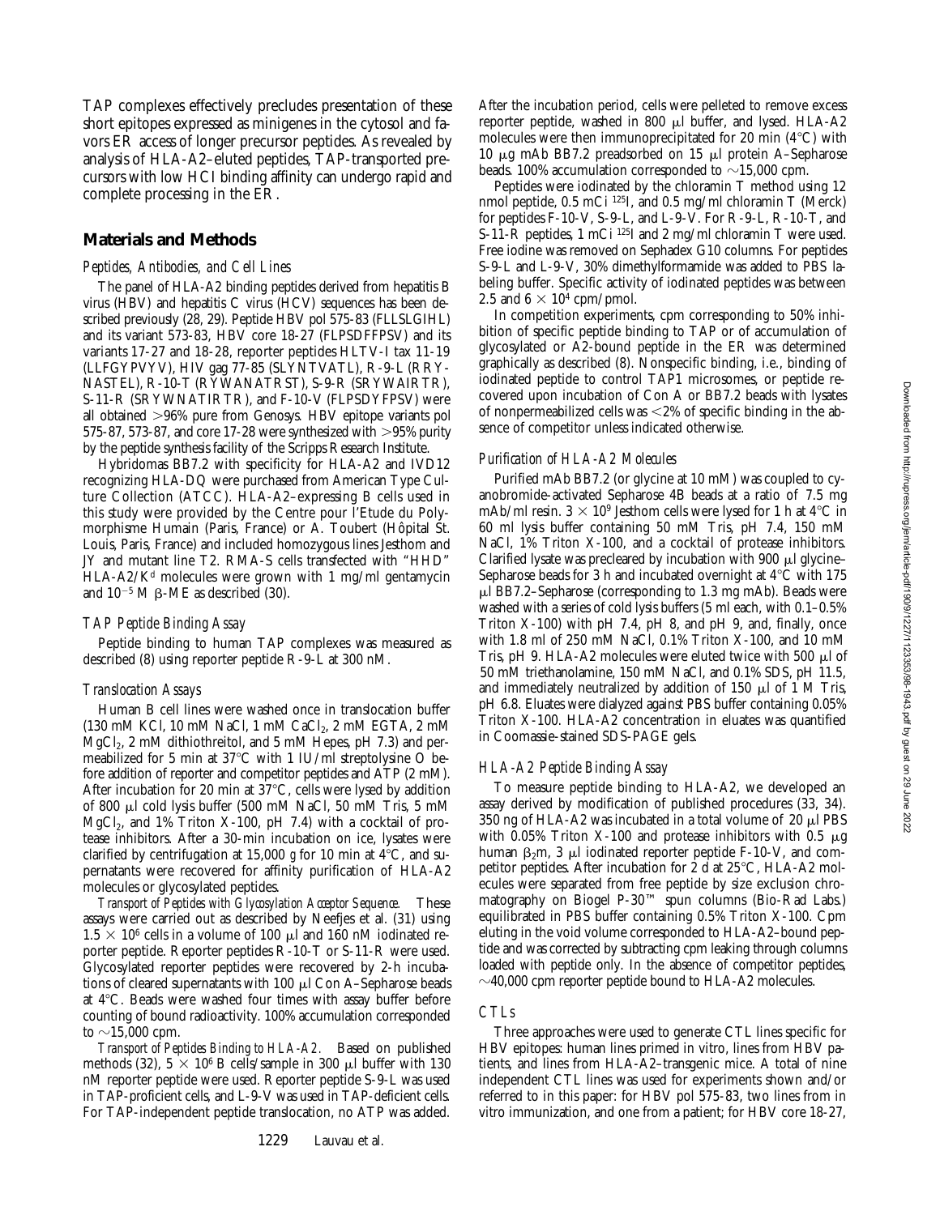TAP complexes effectively precludes presentation of these short epitopes expressed as minigenes in the cytosol and favors ER access of longer precursor peptides. As revealed by analysis of HLA-A2–eluted peptides, TAP-transported precursors with low HCI binding affinity can undergo rapid and complete processing in the ER.

## Materials and Methods

### *Peptides, Antibodies, and Cell Lines*

The panel of HLA-A2 binding peptides derived from hepatitis B virus (HBV) and hepatitis C virus (HCV) sequences has been described previously (28, 29). Peptide HBV pol 575-83 (FLLSLGIHL) and its variant 573-83, HBV core 18-27 (FLPSDFFPSV) and its variants 17-27 and 18-28, reporter peptides HLTV-I tax 11-19 (LLFGYPVYV), HIV gag 77-85 (SLYNTVATL), R-9-L (RRYNASTEL), R-10-T (RYWANATRST), S-9-R (SRYWAIRTR), S-11-R (SRYWNATIRTR), and F-10-V (FLPSDYFPSV) were all obtained >96% pure from Genosys. HBV epitope variants pol 575-87, 573-87, and core 17-28 were synthesized with >95% purity by the peptide synthesis facility of the Scripps Research Institute.

Hybridomas BB7.2 with specificity for HLA-A2 and IVD12 recognizing HLA-DQ were purchased from American Type Culture Collection (ATCC). HLA-A2–expressing B cells used in this study were provided by the Centre pour l'Etude du Polymorphisme Humain (Paris, France) or A. Toubert (Hôpital St. Louis, Paris, France) and included homozygous lines Jesthom and JY and mutant line T2. RMA-S cells transfected with "HHD" HLA-A2/$K^d$ molecules were grown with 1 mg/ml gentamycin and $10^{-5}$ M β-ME as described (30).

### *TAP Peptide Binding Assay*

Peptide binding to human TAP complexes was measured as described (8) using reporter peptide R-9-L at 300 nM.

### *Translocation Assays*

Human B cell lines were washed once in translocation buffer (130 mM KCl, 10 mM NaCl, 1 mM $CaCl_2$, 2 mM EGTA, 2 mM $MgCl_2$, 2 mM dithiothreitol, and 5 mM Hepes, pH 7.3) and permeabilized for 5 min at 37°C with 1 IU/ml streptolysine O before addition of reporter and competitor peptides and ATP (2 mM). After incubation for 20 min at 37°C, cells were lysed by addition of 800 μl cold lysis buffer (500 mM NaCl, 50 mM Tris, 5 mM $MgCl_2$, and 1% Triton X-100, pH 7.4) with a cocktail of protease inhibitors. After a 30-min incubation on ice, lysates were clarified by centrifugation at 15,000 *g* for 10 min at 4°C, and supernatants were recovered for affinity purification of HLA-A2 molecules or glycosylated peptides.

*Transport of Peptides with Glycosylation Acceptor Sequence.* These assays were carried out as described by Neefjes et al. (31) using $1.5 \times 10^6$ cells in a volume of 100 μl and 160 nM iodinated reporter peptide. Reporter peptides R-10-T or S-11-R were used. Glycosylated reporter peptides were recovered by 2-h incubations of cleared supernatants with 100 μl Con A–Sepharose beads at 4°C. Beads were washed four times with assay buffer before counting of bound radioactivity. 100% accumulation corresponded to ~15,000 cpm.

*Transport of Peptides Binding to HLA-A2.* Based on published methods (32), $5 \times 10^6$ B cells/sample in 300 μl buffer with 130 nM reporter peptide were used. Reporter peptide S-9-L was used in TAP-proficient cells, and L-9-V was used in TAP-deficient cells. For TAP-independent peptide translocation, no ATP was added. After the incubation period, cells were pelleted to remove excess reporter peptide, washed in 800 μl buffer, and lysed. HLA-A2 molecules were then immunoprecipitated for 20 min (4°C) with 10 μg mAb BB7.2 preadsorbed on 15 μl protein A–Sepharose beads. 100% accumulation corresponded to ~15,000 cpm.

Peptides were iodinated by the chloramin T method using 12 nmol peptide, 0.5 mCi $^{125}$I, and 0.5 mg/ml chloramin T (Merck) for peptides F-10-V, S-9-L, and L-9-V. For R-9-L, R-10-T, and S-11-R peptides, 1 mCi $^{125}$I and 2 mg/ml chloramin T were used. Free iodine was removed on Sephadex G10 columns. For peptides S-9-L and L-9-V, 30% dimethylformamide was added to PBS labeling buffer. Specific activity of iodinated peptides was between 2.5 and $6 \times 10^4$ cpm/pmol.

In competition experiments, cpm corresponding to 50% inhibition of specific peptide binding to TAP or of accumulation of glycosylated or A2-bound peptide in the ER was determined graphically as described (8). Nonspecific binding, i.e., binding of iodinated peptide to control TAP1 microsomes, or peptide recovered upon incubation of Con A or BB7.2 beads with lysates of nonpermeabilized cells was <2% of specific binding in the absence of competitor unless indicated otherwise.

### *Purification of HLA-A2 Molecules*

Purified mAb BB7.2 (or glycine at 10 mM) was coupled to cyanobromide-activated Sepharose 4B beads at a ratio of 7.5 mg mAb/ml resin. $3 \times 10^9$ Jesthom cells were lysed for 1 h at 4°C in 60 ml lysis buffer containing 50 mM Tris, pH 7.4, 150 mM NaCl, 1% Triton X-100, and a cocktail of protease inhibitors. Clarified lysate was precleared by incubation with 900 μl glycine–Sepharose beads for 3 h and incubated overnight at 4°C with 175 μl BB7.2–Sepharose (corresponding to 1.3 mg mAb). Beads were washed with a series of cold lysis buffers (5 ml each, with 0.1–0.5% Triton X-100) with pH 7.4, pH 8, and pH 9, and, finally, once with 1.8 ml of 250 mM NaCl, 0.1% Triton X-100, and 10 mM Tris, pH 9. HLA-A2 molecules were eluted twice with 500 μl of 50 mM triethanolamine, 150 mM NaCl, and 0.1% SDS, pH 11.5, and immediately neutralized by addition of 150 μl of 1 M Tris, pH 6.8. Eluates were dialyzed against PBS buffer containing 0.05% Triton X-100. HLA-A2 concentration in eluates was quantified in Coomassie-stained SDS-PAGE gels.

### *HLA-A2 Peptide Binding Assay*

To measure peptide binding to HLA-A2, we developed an assay derived by modification of published procedures (33, 34). 350 ng of HLA-A2 was incubated in a total volume of 20 μl PBS with 0.05% Triton X-100 and protease inhibitors with 0.5 μg human $β_2$m, 3 μl iodinated reporter peptide F-10-V, and competitor peptides. After incubation for 2 d at 25°C, HLA-A2 molecules were separated from free peptide by size exclusion chromatography on Biogel P-30™ spun columns (Bio-Rad Labs.) equilibrated in PBS buffer containing 0.5% Triton X-100. Cpm eluting in the void volume corresponded to HLA-A2–bound peptide and was corrected by subtracting cpm leaking through columns loaded with peptide only. In the absence of competitor peptides, ~40,000 cpm reporter peptide bound to HLA-A2 molecules.

### *CTLs*

Three approaches were used to generate CTL lines specific for HBV epitopes: human lines primed in vitro, lines from HBV patients, and lines from HLA-A2–transgenic mice. A total of nine independent CTL lines was used for experiments shown and/or referred to in this paper: for HBV pol 575-83, two lines from in vitro immunization, and one from a patient; for HBV core 18-27,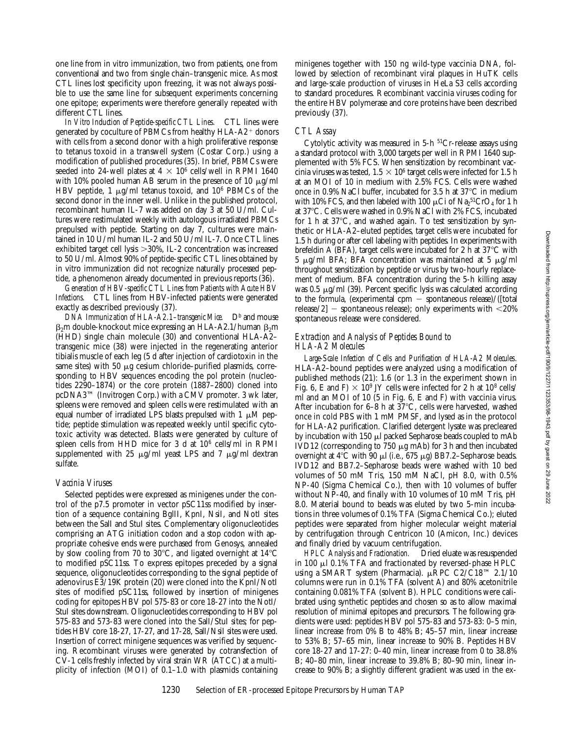one line from in vitro immunization, two from patients, one from conventional and two from single chain–transgenic mice. As most CTL lines lost specificity upon freezing, it was not always possible to use the same line for subsequent experiments concerning one epitope; experiments were therefore generally repeated with different CTL lines.

*In Vitro Induction of Peptide-specific CTL Lines.* CTL lines were generated by coculture of PBMCs from healthy HLA-A2$^+$ donors with cells from a second donor with a high proliferative response to tetanus toxoid in a transwell system (Costar Corp.) using a modification of published procedures (35). In brief, PBMCs were seeded into 24-well plates at $4 \times 10^6$ cells/well in RPMI 1640 with 10% pooled human AB serum in the presence of 10 μg/ml HBV peptide, 1 μg/ml tetanus toxoid, and $10^6$ PBMCs of the second donor in the inner well. Unlike in the published protocol, recombinant human IL-7 was added on day 3 at 50 U/ml. Cultures were restimulated weekly with autologous irradiated PBMCs prepulsed with peptide. Starting on day 7, cultures were maintained in 10 U/ml human IL-2 and 50 U/ml IL-7. Once CTL lines exhibited target cell lysis >30%, IL-2 concentration was increased to 50 U/ml. Almost 90% of peptide-specific CTL lines obtained by in vitro immunization did not recognize naturally processed peptide, a phenomenon already documented in previous reports (36).

*Generation of HBV-specific CTL Lines from Patients with Acute HBV Infections.* CTL lines from HBV-infected patients were generated exactly as described previously (37).

*DNA Immunization of HLA-A2.1–transgenic Mice.* $D^b$ and mouse $\beta_2$m double-knockout mice expressing an HLA-A2.1/human $\beta_2$m (HHD) single chain molecule (30) and conventional HLA-A2–transgenic mice (38) were injected in the regenerating anterior tibialis muscle of each leg (5 d after injection of cardiotoxin in the same sites) with 50 μg cesium chloride–purified plasmids, corresponding to HBV sequences encoding the pol protein (nucleotides 2290–1874) or the core protein (1887–2800) cloned into pcDNA3™ (Invitrogen Corp.) with a CMV promoter. 3 wk later, spleens were removed and spleen cells were restimulated with an equal number of irradiated LPS blasts prepulsed with 1 μM peptide; peptide stimulation was repeated weekly until specific cytotoxic activity was detected. Blasts were generated by culture of spleen cells from HHD mice for 3 d at $10^6$ cells/ml in RPMI supplemented with 25 μg/ml yeast LPS and 7 μg/ml dextran sulfate.

### Vaccinia Viruses

Selected peptides were expressed as minigenes under the control of the p7.5 promoter in vector pSC11ss modified by insertion of a sequence containing BglII, KpnI, NsiI, and NotI sites between the SalI and StuI sites. Complementary oligonucleotides comprising an ATG initiation codon and a stop codon with appropriate cohesive ends were purchased from Genosys, annealed by slow cooling from 70 to 30°C, and ligated overnight at 14°C to modified pSC11ss. To express epitopes preceded by a signal sequence, oligonucleotides corresponding to the signal peptide of adenovirus E3/19K protein (20) were cloned into the KpnI/NotI sites of modified pSC11ss, followed by insertion of minigenes coding for epitopes HBV pol 575-83 or core 18-27 into the NotI/StuI sites downstream. Oligonucleotides corresponding to HBV pol 575-83 and 573-83 were cloned into the SalI/StuI sites; for peptides HBV core 18-27, 17-27, and 17-28, SalI/NsiI sites were used. Insertion of correct minigene sequences was verified by sequencing. Recombinant viruses were generated by cotransfection of CV-1 cells freshly infected by viral strain WR (ATCC) at a multiplicity of infection (MOI) of 0.1–1.0 with plasmids containing minigenes together with 150 ng wild-type vaccinia DNA, followed by selection of recombinant viral plaques in HuTK cells and large-scale production of viruses in HeLa S3 cells according to standard procedures. Recombinant vaccinia viruses coding for the entire HBV polymerase and core proteins have been described previously (37).

### CTL Assay

Cytolytic activity was measured in 5-h $^{51}$Cr-release assays using a standard protocol with 3,000 targets per well in RPMI 1640 supplemented with 5% FCS. When sensitization by recombinant vaccinia viruses was tested, $1.5 \times 10^6$ target cells were infected for 1.5 h at an MOI of 10 in medium with 2.5% FCS. Cells were washed once in 0.9% NaCl buffer, incubated for 3.5 h at 37°C in medium with 10% FCS, and then labeled with 100 μCi of $Na_2{}^{51}CrO_4$ for 1 h at 37°C. Cells were washed in 0.9% NaCl with 2% FCS, incubated for 1 h at 37°C, and washed again. To test sensitization by synthetic or HLA-A2–eluted peptides, target cells were incubated for 1.5 h during or after cell labeling with peptides. In experiments with brefeldin A (BFA), target cells were incubated for 2 h at 37°C with 5 μg/ml BFA; BFA concentration was maintained at 5 μg/ml throughout sensitization by peptide or virus by two-hourly replacement of medium. BFA concentration during the 5-h killing assay was 0.5 μg/ml (39). Percent specific lysis was calculated according to the formula, (experimental cpm − spontaneous release)/([total release/2] − spontaneous release); only experiments with <20% spontaneous release were considered.

### Extraction and Analysis of Peptides Bound to HLA-A2 Molecules

*Large-Scale Infection of Cells and Purification of HLA-A2 Molecules.* HLA-A2–bound peptides were analyzed using a modification of published methods (21): 1.6 (or 1.3 in the experiment shown in Fig. 6, E and F) $\times 10^9$ JY cells were infected for 2 h at $10^8$ cells/ml and an MOI of 10 (5 in Fig. 6, E and F) with vaccinia virus. After incubation for 6–8 h at 37°C, cells were harvested, washed once in cold PBS with 1 mM PMSF, and lysed as in the protocol for HLA-A2 purification. Clarified detergent lysate was precleared by incubation with 150 μl packed Sepharose beads coupled to mAb IVD12 (corresponding to 750 μg mAb) for 3 h and then incubated overnight at 4°C with 90 μl (i.e., 675 μg) BB7.2–Sepharose beads. IVD12 and BB7.2–Sepharose beads were washed with 10 bed volumes of 50 mM Tris, 150 mM NaCl, pH 8.0, with 0.5% NP-40 (Sigma Chemical Co.), then with 10 volumes of buffer without NP-40, and finally with 10 volumes of 10 mM Tris, pH 8.0. Material bound to beads was eluted by two 5-min incubations in three volumes of 0.1% TFA (Sigma Chemical Co.); eluted peptides were separated from higher molecular weight material by centrifugation through Centricon 10 (Amicon, Inc.) devices and finally dried by vacuum centrifugation.

*HPLC Analysis and Fractionation.* Dried eluate was resuspended in 100 μl 0.1% TFA and fractionated by reversed-phase HPLC using a SMART system (Pharmacia). μRPC C2/C18™ 2.1/10 columns were run in 0.1% TFA (solvent A) and 80% acetonitrile containing 0.081% TFA (solvent B). HPLC conditions were calibrated using synthetic peptides and chosen so as to allow maximal resolution of minimal epitopes and precursors. The following gradients were used: peptides HBV pol 575-83 and 573-83: 0–5 min, linear increase from 0% B to 48% B; 45–57 min, linear increase to 53% B; 57–65 min, linear increase to 90% B. Peptides HBV core 18-27 and 17-27: 0–40 min, linear increase from 0 to 38.8% B; 40–80 min, linear increase to 39.8% B; 80–90 min, linear increase to 90% B; a slightly different gradient was used in the ex-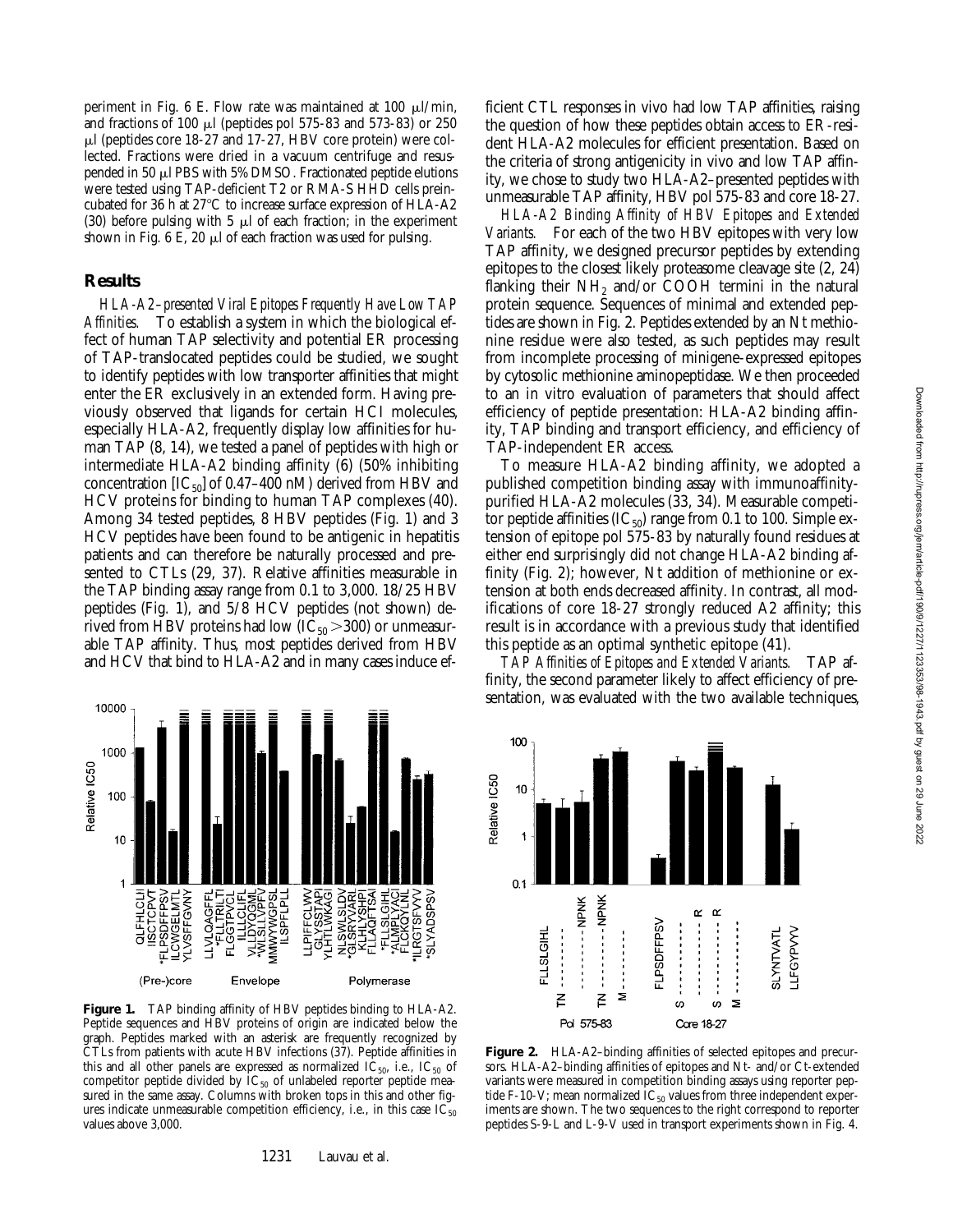periment in Fig. 6 E. Flow rate was maintained at 100 μl/min, and fractions of 100 μl (peptides pol 575-83 and 573-83) or 250 μl (peptides core 18-27 and 17-27, HBV core protein) were collected. Fractions were dried in a vacuum centrifuge and resuspended in 50 μl PBS with 5% DMSO. Fractionated peptide elutions were tested using TAP-deficient T2 or RMA-S HHD cells preincubated for 36 h at 27°C to increase surface expression of HLA-A2 (30) before pulsing with 5 μl of each fraction; in the experiment shown in Fig. 6 E, 20 μl of each fraction was used for pulsing.

## Results

*HLA-A2–presented Viral Epitopes Frequently Have Low TAP Affinities.* To establish a system in which the biological effect of human TAP selectivity and potential ER processing of TAP-translocated peptides could be studied, we sought to identify peptides with low transporter affinities that might enter the ER exclusively in an extended form. Having previously observed that ligands for certain HCI molecules, especially HLA-A2, frequently display low affinities for human TAP (8, 14), we tested a panel of peptides with high or intermediate HLA-A2 binding affinity (6) (50% inhibiting concentration [$IC_{50}$] of 0.47–400 nM) derived from HBV and HCV proteins for binding to human TAP complexes (40). Among 34 tested peptides, 8 HBV peptides (Fig. 1) and 3 HCV peptides have been found to be antigenic in hepatitis patients and can therefore be naturally processed and presented to CTLs (29, 37). Relative affinities measurable in the TAP binding assay range from 0.1 to 3,000. 18/25 HBV peptides (Fig. 1), and 5/8 HCV peptides (not shown) derived from HBV proteins had low ($IC_{50}$ >300) or unmeasurable TAP affinity. Thus, most peptides derived from HBV and HCV that bind to HLA-A2 and in many cases induce efficient CTL responses in vivo had low TAP affinities, raising the question of how these peptides obtain access to ER-resident HLA-A2 molecules for efficient presentation. Based on the criteria of strong antigenicity in vivo and low TAP affinity, we chose to study two HLA-A2–presented peptides with unmeasurable TAP affinity, HBV pol 575-83 and core 18-27.

**Figure 1.** TAP binding affinity of HBV peptides binding to HLA-A2. Peptide sequences and HBV proteins of origin are indicated below the graph. Peptides marked with an asterisk are frequently recognized by CTLs from patients with acute HBV infections (37). Peptide affinities in this and all other panels are expressed as normalized $IC_{50}$, i.e., $IC_{50}$ of competitor peptide divided by $IC_{50}$ of unlabeled reporter peptide measured in the same assay. Columns with broken tops in this and other figures indicate unmeasurable competition efficiency, i.e., in this case $IC_{50}$ values above 3,000.

*HLA-A2 Binding Affinity of HBV Epitopes and Extended Variants.* For each of the two HBV epitopes with very low TAP affinity, we designed precursor peptides by extending epitopes to the closest likely proteasome cleavage site (2, 24) flanking their $NH_2$ and/or COOH termini in the natural protein sequence. Sequences of minimal and extended peptides are shown in Fig. 2. Peptides extended by an Nt methionine residue were also tested, as such peptides may result from incomplete processing of minigene-expressed epitopes by cytosolic methionine aminopeptidase. We then proceeded to an in vitro evaluation of parameters that should affect efficiency of peptide presentation: HLA-A2 binding affinity, TAP binding and transport efficiency, and efficiency of TAP-independent ER access.

To measure HLA-A2 binding affinity, we adopted a published competition binding assay with immunoaffinity-purified HLA-A2 molecules (33, 34). Measurable competitor peptide affinities ($IC_{50}$) range from 0.1 to 100. Simple extension of epitope pol 575-83 by naturally found residues at either end surprisingly did not change HLA-A2 binding affinity (Fig. 2); however, Nt addition of methionine or extension at both ends decreased affinity. In contrast, all modifications of core 18-27 strongly reduced A2 affinity; this result is in accordance with a previous study that identified this peptide as an optimal synthetic epitope (41).

*TAP Affinities of Epitopes and Extended Variants.* TAP affinity, the second parameter likely to affect efficiency of presentation, was evaluated with the two available techniques,

**Figure 2.** HLA-A2–binding affinities of selected epitopes and precursors. HLA-A2–binding affinities of epitopes and Nt- and/or Ct-extended variants were measured in competition binding assays using reporter peptide F-10-V; mean normalized $IC_{50}$ values from three independent experiments are shown. The two sequences to the right correspond to reporter peptides S-9-L and L-9-V used in transport experiments shown in Fig. 4.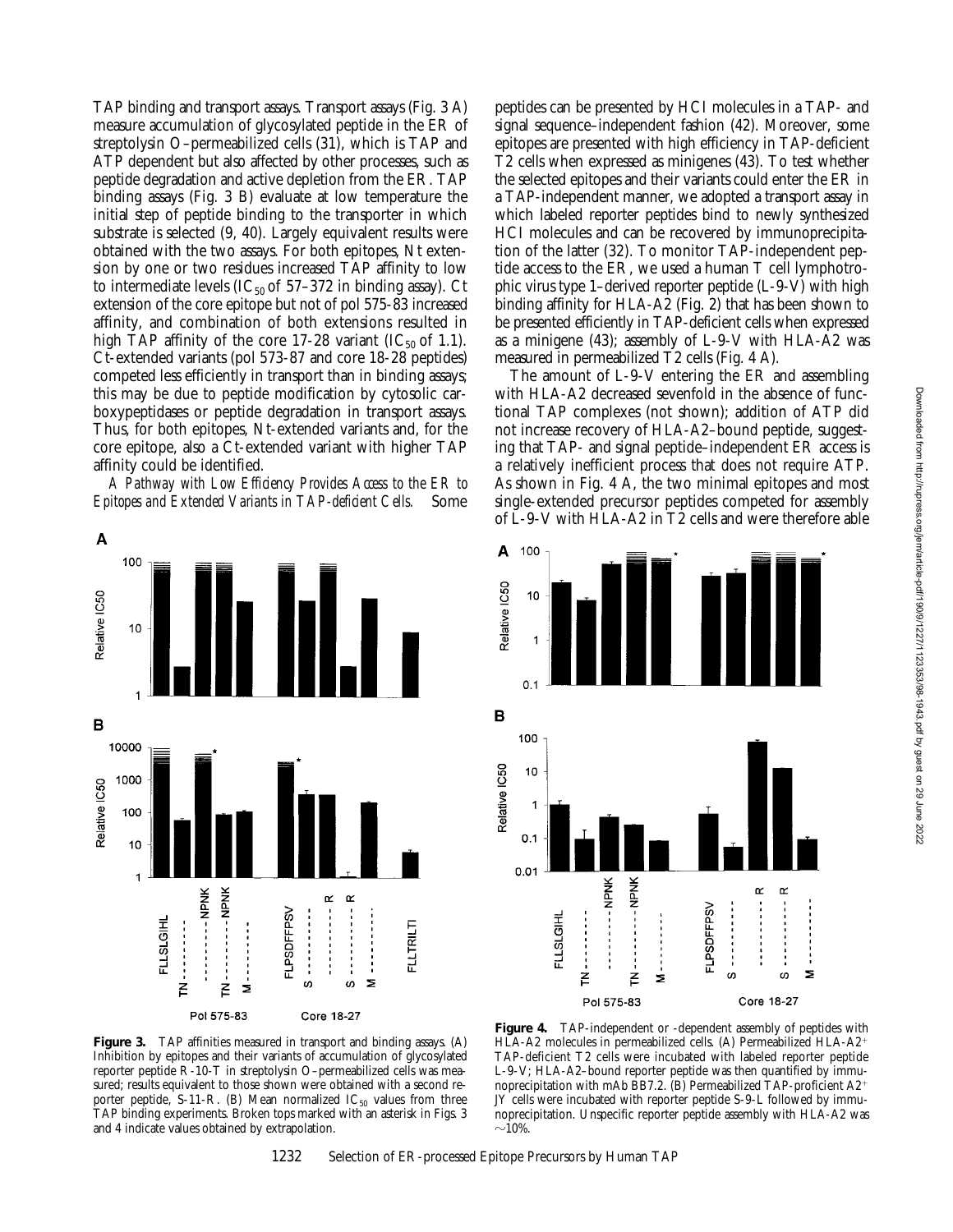TAP binding and transport assays. Transport assays (Fig. 3 A) measure accumulation of glycosylated peptide in the ER of streptolysin O–permeabilized cells (31), which is TAP and ATP dependent but also affected by other processes, such as peptide degradation and active depletion from the ER. TAP binding assays (Fig. 3 B) evaluate at low temperature the initial step of peptide binding to the transporter in which substrate is selected (9, 40). Largely equivalent results were obtained with the two assays. For both epitopes, Nt extension by one or two residues increased TAP affinity to low to intermediate levels ($IC_{50}$ of 57–372 in binding assay). Ct extension of the core epitope but not of pol 575-83 increased affinity, and combination of both extensions resulted in high TAP affinity of the core 17-28 variant ($IC_{50}$ of 1.1). Ct-extended variants (pol 573-87 and core 18-28 peptides) competed less efficiently in transport than in binding assays; this may be due to peptide modification by cytosolic carboxypeptidases or peptide degradation in transport assays. Thus, for both epitopes, Nt-extended variants and, for the core epitope, also a Ct-extended variant with higher TAP affinity could be identified.

*A Pathway with Low Efficiency Provides Access to the ER to Epitopes and Extended Variants in TAP-deficient Cells.* Some peptides can be presented by HCI molecules in a TAP- and signal sequence–independent fashion (42). Moreover, some epitopes are presented with high efficiency in TAP-deficient T2 cells when expressed as minigenes (43). To test whether the selected epitopes and their variants could enter the ER in a TAP-independent manner, we adopted a transport assay in which labeled reporter peptides bind to newly synthesized HCI molecules and can be recovered by immunoprecipitation of the latter (32). To monitor TAP-independent peptide access to the ER, we used a human T cell lymphotrophic virus type 1–derived reporter peptide (L-9-V) with high binding affinity for HLA-A2 (Fig. 2) that has been shown to be presented efficiently in TAP-deficient cells when expressed as a minigene (43); assembly of L-9-V with HLA-A2 was measured in permeabilized T2 cells (Fig. 4 A).

The amount of L-9-V entering the ER and assembling with HLA-A2 decreased sevenfold in the absence of functional TAP complexes (not shown); addition of ATP did not increase recovery of HLA-A2–bound peptide, suggesting that TAP- and signal peptide–independent ER access is a relatively inefficient process that does not require ATP. As shown in Fig. 4 A, the two minimal epitopes and most single-extended precursor peptides competed for assembly of L-9-V with HLA-A2 in T2 cells and were therefore able

**Figure 3.** TAP affinities measured in transport and binding assays. (A) Inhibition by epitopes and their variants of accumulation of glycosylated reporter peptide R-10-T in streptolysin O–permeabilized cells was measured; results equivalent to those shown were obtained with a second reporter peptide, S-11-R. (B) Mean normalized $IC_{50}$ values from three TAP binding experiments. Broken tops marked with an asterisk in Figs. 3 and 4 indicate values obtained by extrapolation.

**Figure 4.** TAP-independent or -dependent assembly of peptides with HLA-A2 molecules in permeabilized cells. (A) Permeabilized HLA-A2[+] TAP-deficient T2 cells were incubated with labeled reporter peptide L-9-V; HLA-A2–bound reporter peptide was then quantified by immunoprecipitation with mAb BB7.2. (B) Permeabilized TAP-proficient A2[+] JY cells were incubated with reporter peptide S-9-L followed by immunoprecipitation. Unspecific reporter peptide assembly with HLA-A2 was ~10%.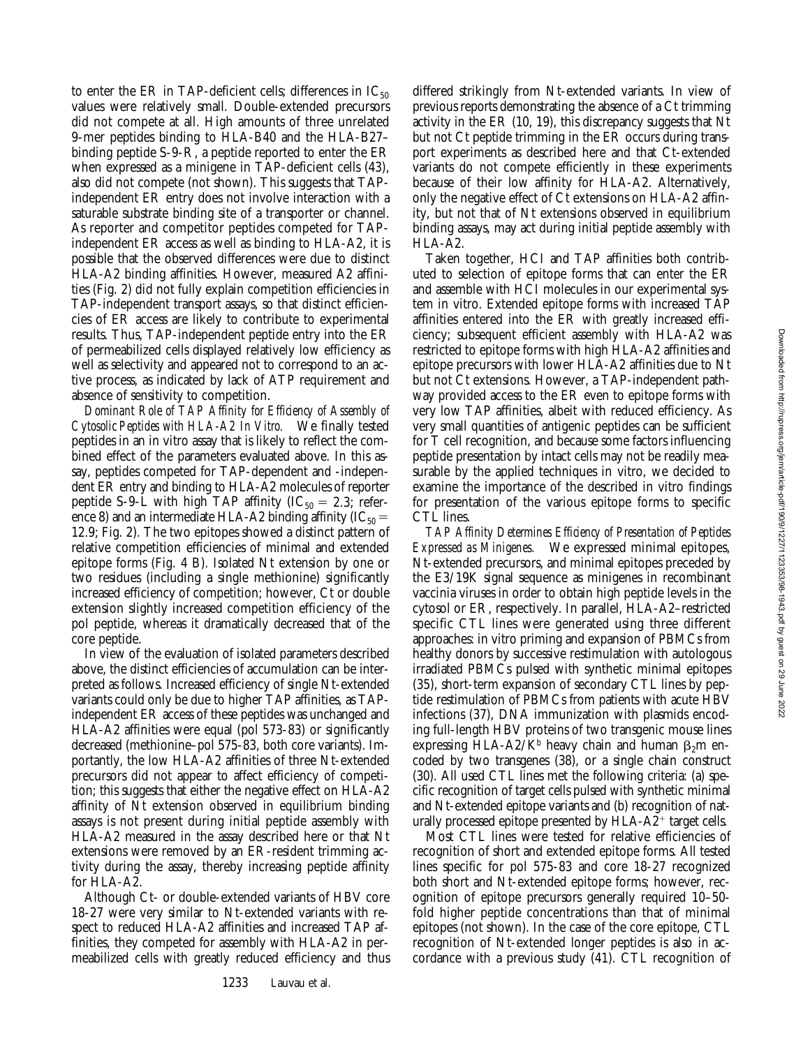to enter the ER in TAP-deficient cells; differences in $IC_{50}$ values were relatively small. Double-extended precursors did not compete at all. High amounts of three unrelated 9-mer peptides binding to HLA-B40 and the HLA-B27–binding peptide S-9-R, a peptide reported to enter the ER when expressed as a minigene in TAP-deficient cells (43), also did not compete (not shown). This suggests that TAP-independent ER entry does not involve interaction with a saturable substrate binding site of a transporter or channel. As reporter and competitor peptides competed for TAP-independent ER access as well as binding to HLA-A2, it is possible that the observed differences were due to distinct HLA-A2 binding affinities. However, measured A2 affinities (Fig. 2) did not fully explain competition efficiencies in TAP-independent transport assays, so that distinct efficiencies of ER access are likely to contribute to experimental results. Thus, TAP-independent peptide entry into the ER of permeabilized cells displayed relatively low efficiency as well as selectivity and appeared not to correspond to an active process, as indicated by lack of ATP requirement and absence of sensitivity to competition.

*Dominant Role of TAP Affinity for Efficiency of Assembly of Cytosolic Peptides with HLA-A2 In Vitro.* We finally tested peptides in an in vitro assay that is likely to reflect the combined effect of the parameters evaluated above. In this assay, peptides competed for TAP-dependent and -independent ER entry and binding to HLA-A2 molecules of reporter peptide S-9-L with high TAP affinity ($IC_{50} = 2.3$; reference 8) and an intermediate HLA-A2 binding affinity ($IC_{50} = 12.9$; Fig. 2). The two epitopes showed a distinct pattern of relative competition efficiencies of minimal and extended epitope forms (Fig. 4 B). Isolated Nt extension by one or two residues (including a single methionine) significantly increased efficiency of competition; however, Ct or double extension slightly increased competition efficiency of the pol peptide, whereas it dramatically decreased that of the core peptide.

In view of the evaluation of isolated parameters described above, the distinct efficiencies of accumulation can be interpreted as follows. Increased efficiency of single Nt-extended variants could only be due to higher TAP affinities, as TAP-independent ER access of these peptides was unchanged and HLA-A2 affinities were equal (pol 573-83) or significantly decreased (methionine–pol 575-83, both core variants). Importantly, the low HLA-A2 affinities of three Nt-extended precursors did not appear to affect efficiency of competition; this suggests that either the negative effect on HLA-A2 affinity of Nt extension observed in equilibrium binding assays is not present during initial peptide assembly with HLA-A2 measured in the assay described here or that Nt extensions were removed by an ER-resident trimming activity during the assay, thereby increasing peptide affinity for HLA-A2.

Although Ct- or double-extended variants of HBV core 18-27 were very similar to Nt-extended variants with respect to reduced HLA-A2 affinities and increased TAP affinities, they competed for assembly with HLA-A2 in permeabilized cells with greatly reduced efficiency and thus differed strikingly from Nt-extended variants. In view of previous reports demonstrating the absence of a Ct trimming activity in the ER (10, 19), this discrepancy suggests that Nt but not Ct peptide trimming in the ER occurs during transport experiments as described here and that Ct-extended variants do not compete efficiently in these experiments because of their low affinity for HLA-A2. Alternatively, only the negative effect of Ct extensions on HLA-A2 affinity, but not that of Nt extensions observed in equilibrium binding assays, may act during initial peptide assembly with HLA-A2.

Taken together, HCI and TAP affinities both contributed to selection of epitope forms that can enter the ER and assemble with HCI molecules in our experimental system in vitro. Extended epitope forms with increased TAP affinities entered into the ER with greatly increased efficiency; subsequent efficient assembly with HLA-A2 was restricted to epitope forms with high HLA-A2 affinities and epitope precursors with lower HLA-A2 affinities due to Nt but not Ct extensions. However, a TAP-independent pathway provided access to the ER even to epitope forms with very low TAP affinities, albeit with reduced efficiency. As very small quantities of antigenic peptides can be sufficient for T cell recognition, and because some factors influencing peptide presentation by intact cells may not be readily measurable by the applied techniques in vitro, we decided to examine the importance of the described in vitro findings for presentation of the various epitope forms to specific CTL lines.

*TAP Affinity Determines Efficiency of Presentation of Peptides Expressed as Minigenes.* We expressed minimal epitopes, Nt-extended precursors, and minimal epitopes preceded by the E3/19K signal sequence as minigenes in recombinant vaccinia viruses in order to obtain high peptide levels in the cytosol or ER, respectively. In parallel, HLA-A2–restricted specific CTL lines were generated using three different approaches: in vitro priming and expansion of PBMCs from healthy donors by successive restimulation with autologous irradiated PBMCs pulsed with synthetic minimal epitopes (35), short-term expansion of secondary CTL lines by peptide restimulation of PBMCs from patients with acute HBV infections (37), DNA immunization with plasmids encoding full-length HBV proteins of two transgenic mouse lines expressing HLA-A2/$K^b$ heavy chain and human $\beta_2$m encoded by two transgenes (38), or a single chain construct (30). All used CTL lines met the following criteria: (a) specific recognition of target cells pulsed with synthetic minimal and Nt-extended epitope variants and (b) recognition of naturally processed epitope presented by HLA-A2$^+$ target cells.

Most CTL lines were tested for relative efficiencies of recognition of short and extended epitope forms. All tested lines specific for pol 575-83 and core 18-27 recognized both short and Nt-extended epitope forms; however, recognition of epitope precursors generally required 10–50-fold higher peptide concentrations than that of minimal epitopes (not shown). In the case of the core epitope, CTL recognition of Nt-extended longer peptides is also in accordance with a previous study (41). CTL recognition of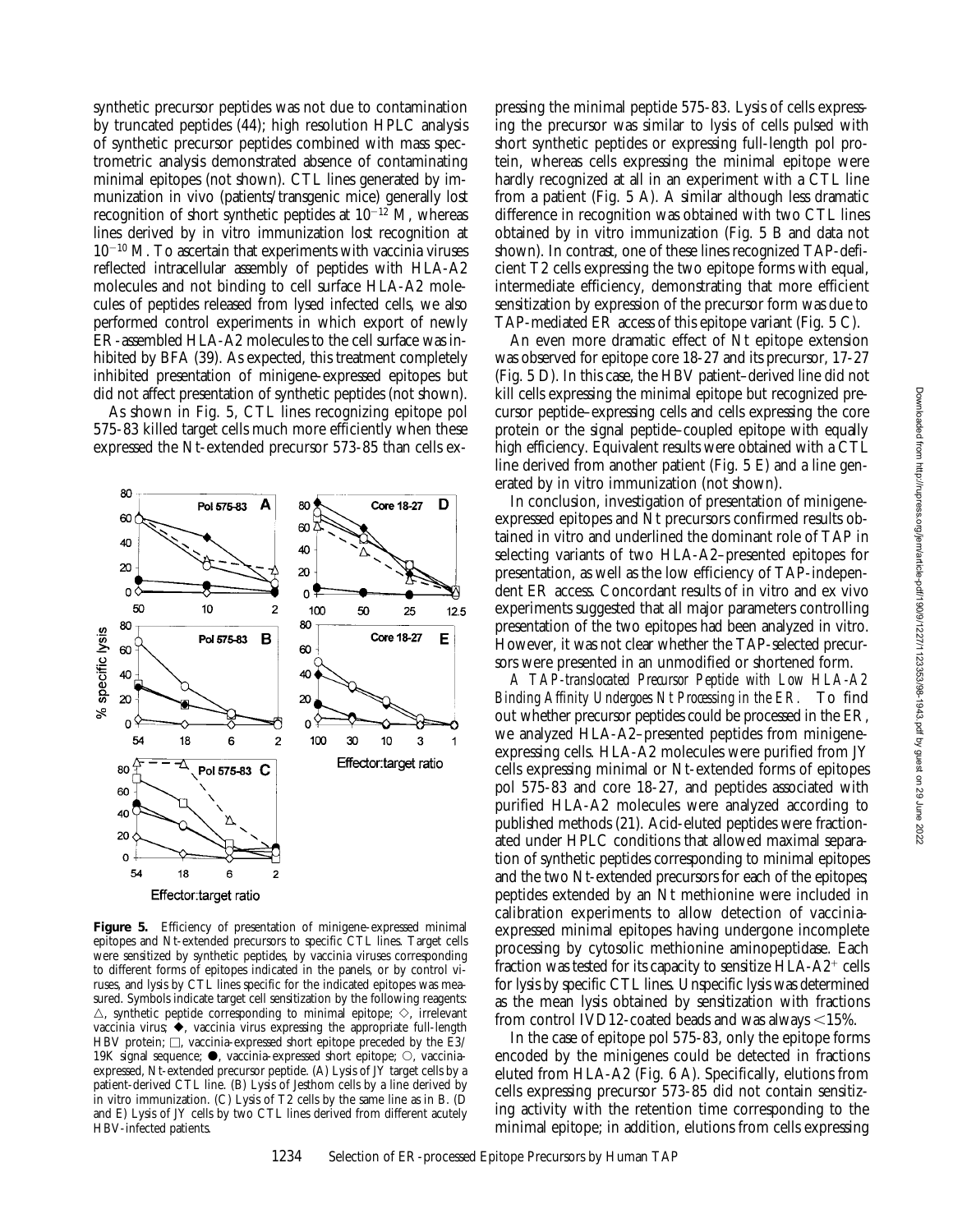synthetic precursor peptides was not due to contamination by truncated peptides (44); high resolution HPLC analysis of synthetic precursor peptides combined with mass spectrometric analysis demonstrated absence of contaminating minimal epitopes (not shown). CTL lines generated by immunization in vivo (patients/transgenic mice) generally lost recognition of short synthetic peptides at $10^{-12}$ M, whereas lines derived by in vitro immunization lost recognition at $10^{-10}$ M. To ascertain that experiments with vaccinia viruses reflected intracellular assembly of peptides with HLA-A2 molecules and not binding to cell surface HLA-A2 molecules of peptides released from lysed infected cells, we also performed control experiments in which export of newly ER-assembled HLA-A2 molecules to the cell surface was inhibited by BFA (39). As expected, this treatment completely inhibited presentation of minigene-expressed epitopes but did not affect presentation of synthetic peptides (not shown).

As shown in Fig. 5, CTL lines recognizing epitope pol 575-83 killed target cells much more efficiently when these expressed the Nt-extended precursor 573-85 than cells expressing the minimal peptide 575-83. Lysis of cells expressing the precursor was similar to lysis of cells pulsed with short synthetic peptides or expressing full-length pol protein, whereas cells expressing the minimal epitope were hardly recognized at all in an experiment with a CTL line from a patient (Fig. 5 A). A similar although less dramatic difference in recognition was obtained with two CTL lines obtained by in vitro immunization (Fig. 5 B and data not shown). In contrast, one of these lines recognized TAP-deficient T2 cells expressing the two epitope forms with equal, intermediate efficiency, demonstrating that more efficient sensitization by expression of the precursor form was due to TAP-mediated ER access of this epitope variant (Fig. 5 C).

An even more dramatic effect of Nt epitope extension was observed for epitope core 18-27 and its precursor, 17-27 (Fig. 5 D). In this case, the HBV patient–derived line did not kill cells expressing the minimal epitope but recognized precursor peptide–expressing cells and cells expressing the core protein or the signal peptide–coupled epitope with equally high efficiency. Equivalent results were obtained with a CTL line derived from another patient (Fig. 5 E) and a line generated by in vitro immunization (not shown).

In conclusion, investigation of presentation of minigene-expressed epitopes and Nt precursors confirmed results obtained in vitro and underlined the dominant role of TAP in selecting variants of two HLA-A2–presented epitopes for presentation, as well as the low efficiency of TAP-independent ER access. Concordant results of in vitro and ex vivo experiments suggested that all major parameters controlling presentation of the two epitopes had been analyzed in vitro. However, it was not clear whether the TAP-selected precursors were presented in an unmodified or shortened form.

**Figure 5.** Efficiency of presentation of minigene-expressed minimal epitopes and Nt-extended precursors to specific CTL lines. Target cells were sensitized by synthetic peptides, by vaccinia viruses corresponding to different forms of epitopes indicated in the panels, or by control viruses, and lysis by CTL lines specific for the indicated epitopes was measured. Symbols indicate target cell sensitization by the following reagents: △, synthetic peptide corresponding to minimal epitope; ◇, irrelevant vaccinia virus; ◆, vaccinia virus expressing the appropriate full-length HBV protein; □, vaccinia-expressed short epitope preceded by the E3/19K signal sequence; ●, vaccinia-expressed short epitope; ○, vaccinia-expressed, Nt-extended precursor peptide. (A) Lysis of JY target cells by a patient-derived CTL line. (B) Lysis of Jesthom cells by a line derived by in vitro immunization. (C) Lysis of T2 cells by the same line as in B. (D and E) Lysis of JY cells by two CTL lines derived from different acutely HBV-infected patients.

*A TAP-translocated Precursor Peptide with Low HLA-A2 Binding Affinity Undergoes Nt Processing in the ER.* To find out whether precursor peptides could be processed in the ER, we analyzed HLA-A2–presented peptides from minigene-expressing cells. HLA-A2 molecules were purified from JY cells expressing minimal or Nt-extended forms of epitopes pol 575-83 and core 18-27, and peptides associated with purified HLA-A2 molecules were analyzed according to published methods (21). Acid-eluted peptides were fractionated under HPLC conditions that allowed maximal separation of synthetic peptides corresponding to minimal epitopes and the two Nt-extended precursors for each of the epitopes; peptides extended by an Nt methionine were included in calibration experiments to allow detection of vaccinia-expressed minimal epitopes having undergone incomplete processing by cytosolic methionine aminopeptidase. Each fraction was tested for its capacity to sensitize HLA-A2$^{+}$ cells for lysis by specific CTL lines. Unspecific lysis was determined as the mean lysis obtained by sensitization with fractions from control IVD12-coated beads and was always <15%.

In the case of epitope pol 575-83, only the epitope forms encoded by the minigenes could be detected in fractions eluted from HLA-A2 (Fig. 6 A). Specifically, elutions from cells expressing precursor 573-85 did not contain sensitizing activity with the retention time corresponding to the minimal epitope; in addition, elutions from cells expressing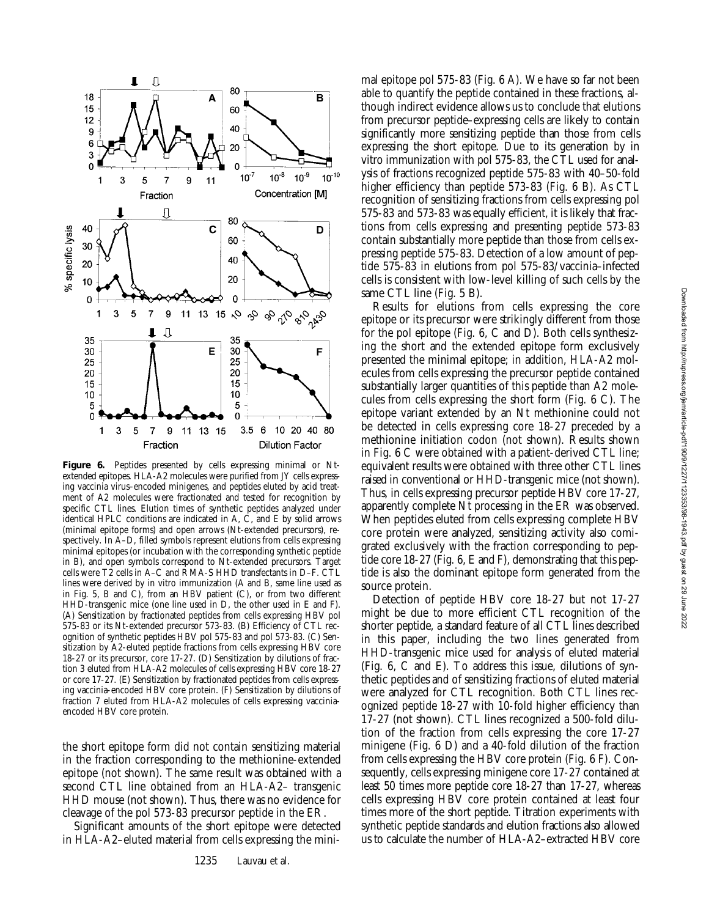**Figure 6.** Peptides presented by cells expressing minimal or Nt-extended epitopes. HLA-A2 molecules were purified from JY cells expressing vaccinia virus–encoded minigenes, and peptides eluted by acid treatment of A2 molecules were fractionated and tested for recognition by specific CTL lines. Elution times of synthetic peptides analyzed under identical HPLC conditions are indicated in A, C, and E by solid arrows (minimal epitope forms) and open arrows (Nt-extended precursors), respectively. In A–D, filled symbols represent elutions from cells expressing minimal epitopes (or incubation with the corresponding synthetic peptide in B), and open symbols correspond to Nt-extended precursors. Target cells were T2 cells in A–C and RMA-S HHD transfectants in D–F. CTL lines were derived by in vitro immunization (A and B, same line used as in Fig. 5, B and C), from an HBV patient (C), or from two different HHD-transgenic mice (one line used in D, the other used in E and F). (A) Sensitization by fractionated peptides from cells expressing HBV pol 575-83 or its Nt-extended precursor 573-83. (B) Efficiency of CTL recognition of synthetic peptides HBV pol 575-83 and pol 573-83. (C) Sensitization by A2-eluted peptide fractions from cells expressing HBV core 18-27 or its precursor, core 17-27. (D) Sensitization by dilutions of fraction 3 eluted from HLA-A2 molecules of cells expressing HBV core 18-27 or core 17-27. (E) Sensitization by fractionated peptides from cells expressing vaccinia-encoded HBV core protein. (F) Sensitization by dilutions of fraction 7 eluted from HLA-A2 molecules of cells expressing vaccinia-encoded HBV core protein.

the short epitope form did not contain sensitizing material in the fraction corresponding to the methionine-extended epitope (not shown). The same result was obtained with a second CTL line obtained from an HLA-A2– transgenic HHD mouse (not shown). Thus, there was no evidence for cleavage of the pol 573-83 precursor peptide in the ER.

Significant amounts of the short epitope were detected in HLA-A2–eluted material from cells expressing the minimal epitope pol 575-83 (Fig. 6 A). We have so far not been able to quantify the peptide contained in these fractions, although indirect evidence allows us to conclude that elutions from precursor peptide–expressing cells are likely to contain significantly more sensitizing peptide than those from cells expressing the short epitope. Due to its generation by in vitro immunization with pol 575-83, the CTL used for analysis of fractions recognized peptide 575-83 with 40–50-fold higher efficiency than peptide 573-83 (Fig. 6 B). As CTL recognition of sensitizing fractions from cells expressing pol 575-83 and 573-83 was equally efficient, it is likely that fractions from cells expressing and presenting peptide 573-83 contain substantially more peptide than those from cells expressing peptide 575-83. Detection of a low amount of peptide 575-83 in elutions from pol 575-83/vaccinia–infected cells is consistent with low-level killing of such cells by the same CTL line (Fig. 5 B).

Results for elutions from cells expressing the core epitope or its precursor were strikingly different from those for the pol epitope (Fig. 6, C and D). Both cells synthesizing the short and the extended epitope form exclusively presented the minimal epitope; in addition, HLA-A2 molecules from cells expressing the precursor peptide contained substantially larger quantities of this peptide than A2 molecules from cells expressing the short form (Fig. 6 C). The epitope variant extended by an Nt methionine could not be detected in cells expressing core 18-27 preceded by a methionine initiation codon (not shown). Results shown in Fig. 6 C were obtained with a patient-derived CTL line; equivalent results were obtained with three other CTL lines raised in conventional or HHD-transgenic mice (not shown). Thus, in cells expressing precursor peptide HBV core 17-27, apparently complete Nt processing in the ER was observed. When peptides eluted from cells expressing complete HBV core protein were analyzed, sensitizing activity also comigrated exclusively with the fraction corresponding to peptide core 18-27 (Fig. 6, E and F), demonstrating that this peptide is also the dominant epitope form generated from the source protein.

Detection of peptide HBV core 18-27 but not 17-27 might be due to more efficient CTL recognition of the shorter peptide, a standard feature of all CTL lines described in this paper, including the two lines generated from HHD-transgenic mice used for analysis of eluted material (Fig. 6, C and E). To address this issue, dilutions of synthetic peptides and of sensitizing fractions of eluted material were analyzed for CTL recognition. Both CTL lines recognized peptide 18-27 with 10-fold higher efficiency than 17-27 (not shown). CTL lines recognized a 500-fold dilution of the fraction from cells expressing the core 17-27 minigene (Fig. 6 D) and a 40-fold dilution of the fraction from cells expressing the HBV core protein (Fig. 6 F). Consequently, cells expressing minigene core 17-27 contained at least 50 times more peptide core 18-27 than 17-27, whereas cells expressing HBV core protein contained at least four times more of the short peptide. Titration experiments with synthetic peptide standards and elution fractions also allowed us to calculate the number of HLA-A2–extracted HBV core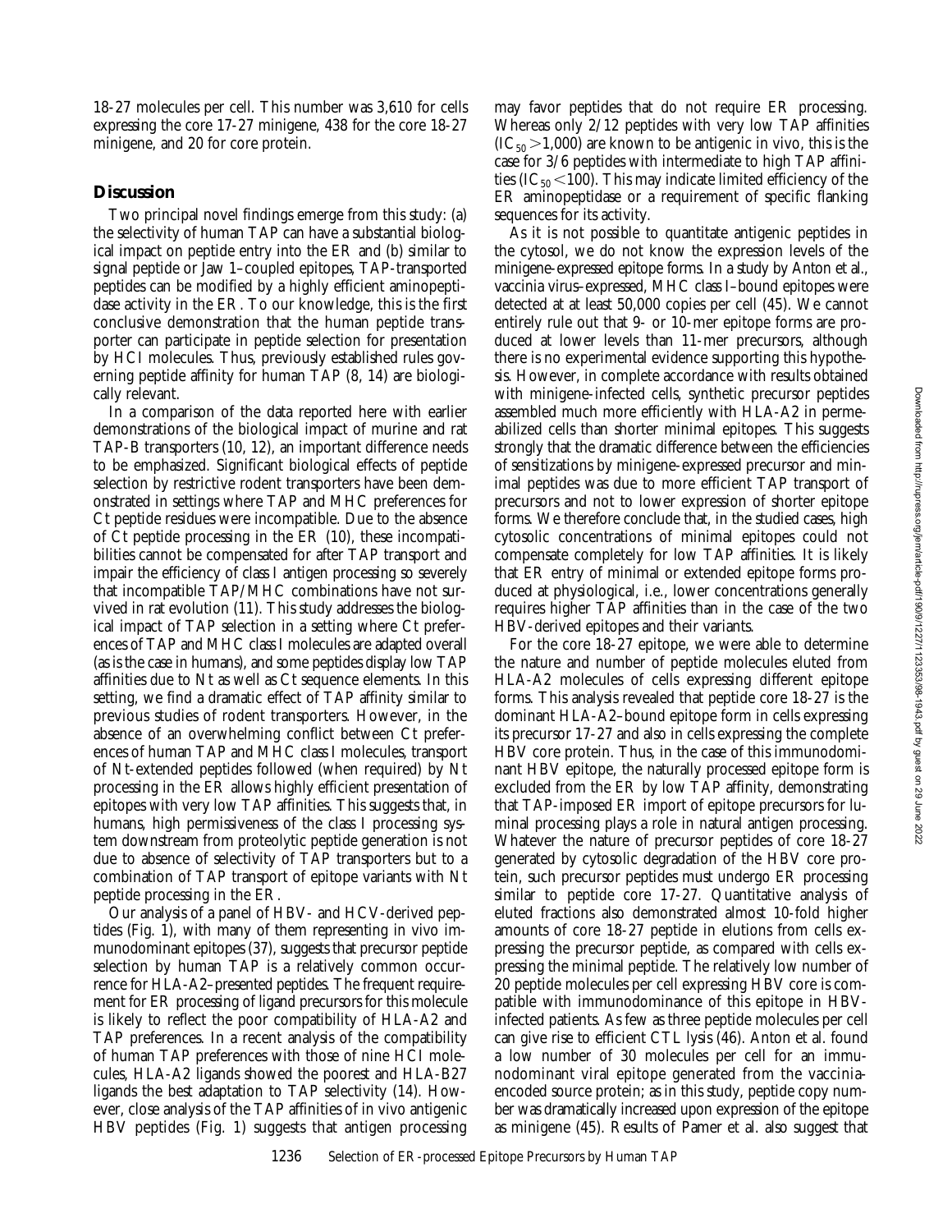18-27 molecules per cell. This number was 3,610 for cells expressing the core 17-27 minigene, 438 for the core 18-27 minigene, and 20 for core protein.

## Discussion

Two principal novel findings emerge from this study: (a) the selectivity of human TAP can have a substantial biological impact on peptide entry into the ER and (b) similar to signal peptide or Jaw 1–coupled epitopes, TAP-transported peptides can be modified by a highly efficient aminopeptidase activity in the ER. To our knowledge, this is the first conclusive demonstration that the human peptide transporter can participate in peptide selection for presentation by HCI molecules. Thus, previously established rules governing peptide affinity for human TAP (8, 14) are biologically relevant.

In a comparison of the data reported here with earlier demonstrations of the biological impact of murine and rat TAP-B transporters (10, 12), an important difference needs to be emphasized. Significant biological effects of peptide selection by restrictive rodent transporters have been demonstrated in settings where TAP and MHC preferences for Ct peptide residues were incompatible. Due to the absence of Ct peptide processing in the ER (10), these incompatibilities cannot be compensated for after TAP transport and impair the efficiency of class I antigen processing so severely that incompatible TAP/MHC combinations have not survived in rat evolution (11). This study addresses the biological impact of TAP selection in a setting where Ct preferences of TAP and MHC class I molecules are adapted overall (as is the case in humans), and some peptides display low TAP affinities due to Nt as well as Ct sequence elements. In this setting, we find a dramatic effect of TAP affinity similar to previous studies of rodent transporters. However, in the absence of an overwhelming conflict between Ct preferences of human TAP and MHC class I molecules, transport of Nt-extended peptides followed (when required) by Nt processing in the ER allows highly efficient presentation of epitopes with very low TAP affinities. This suggests that, in humans, high permissiveness of the class I processing system downstream from proteolytic peptide generation is not due to absence of selectivity of TAP transporters but to a combination of TAP transport of epitope variants with Nt peptide processing in the ER.

Our analysis of a panel of HBV- and HCV-derived peptides (Fig. 1), with many of them representing in vivo immunodominant epitopes (37), suggests that precursor peptide selection by human TAP is a relatively common occurrence for HLA-A2–presented peptides. The frequent requirement for ER processing of ligand precursors for this molecule is likely to reflect the poor compatibility of HLA-A2 and TAP preferences. In a recent analysis of the compatibility of human TAP preferences with those of nine HCI molecules, HLA-A2 ligands showed the poorest and HLA-B27 ligands the best adaptation to TAP selectivity (14). However, close analysis of the TAP affinities of in vivo antigenic HBV peptides (Fig. 1) suggests that antigen processing may favor peptides that do not require ER processing. Whereas only 2/12 peptides with very low TAP affinities ($IC_{50} > 1{,}000$) are known to be antigenic in vivo, this is the case for 3/6 peptides with intermediate to high TAP affinities ($IC_{50} < 100$). This may indicate limited efficiency of the ER aminopeptidase or a requirement of specific flanking sequences for its activity.

As it is not possible to quantitate antigenic peptides in the cytosol, we do not know the expression levels of the minigene-expressed epitope forms. In a study by Anton et al., vaccinia virus–expressed, MHC class I–bound epitopes were detected at at least 50,000 copies per cell (45). We cannot entirely rule out that 9- or 10-mer epitope forms are produced at lower levels than 11-mer precursors, although there is no experimental evidence supporting this hypothesis. However, in complete accordance with results obtained with minigene-infected cells, synthetic precursor peptides assembled much more efficiently with HLA-A2 in permeabilized cells than shorter minimal epitopes. This suggests strongly that the dramatic difference between the efficiencies of sensitizations by minigene-expressed precursor and minimal peptides was due to more efficient TAP transport of precursors and not to lower expression of shorter epitope forms. We therefore conclude that, in the studied cases, high cytosolic concentrations of minimal epitopes could not compensate completely for low TAP affinities. It is likely that ER entry of minimal or extended epitope forms produced at physiological, i.e., lower concentrations generally requires higher TAP affinities than in the case of the two HBV-derived epitopes and their variants.

For the core 18-27 epitope, we were able to determine the nature and number of peptide molecules eluted from HLA-A2 molecules of cells expressing different epitope forms. This analysis revealed that peptide core 18-27 is the dominant HLA-A2–bound epitope form in cells expressing its precursor 17-27 and also in cells expressing the complete HBV core protein. Thus, in the case of this immunodominant HBV epitope, the naturally processed epitope form is excluded from the ER by low TAP affinity, demonstrating that TAP-imposed ER import of epitope precursors for luminal processing plays a role in natural antigen processing. Whatever the nature of precursor peptides of core 18-27 generated by cytosolic degradation of the HBV core protein, such precursor peptides must undergo ER processing similar to peptide core 17-27. Quantitative analysis of eluted fractions also demonstrated almost 10-fold higher amounts of core 18-27 peptide in elutions from cells expressing the precursor peptide, as compared with cells expressing the minimal peptide. The relatively low number of 20 peptide molecules per cell expressing HBV core is compatible with immunodominance of this epitope in HBV-infected patients. As few as three peptide molecules per cell can give rise to efficient CTL lysis (46). Anton et al. found a low number of 30 molecules per cell for an immunodominant viral epitope generated from the vaccinia-encoded source protein; as in this study, peptide copy number was dramatically increased upon expression of the epitope as minigene (45). Results of Pamer et al. also suggest that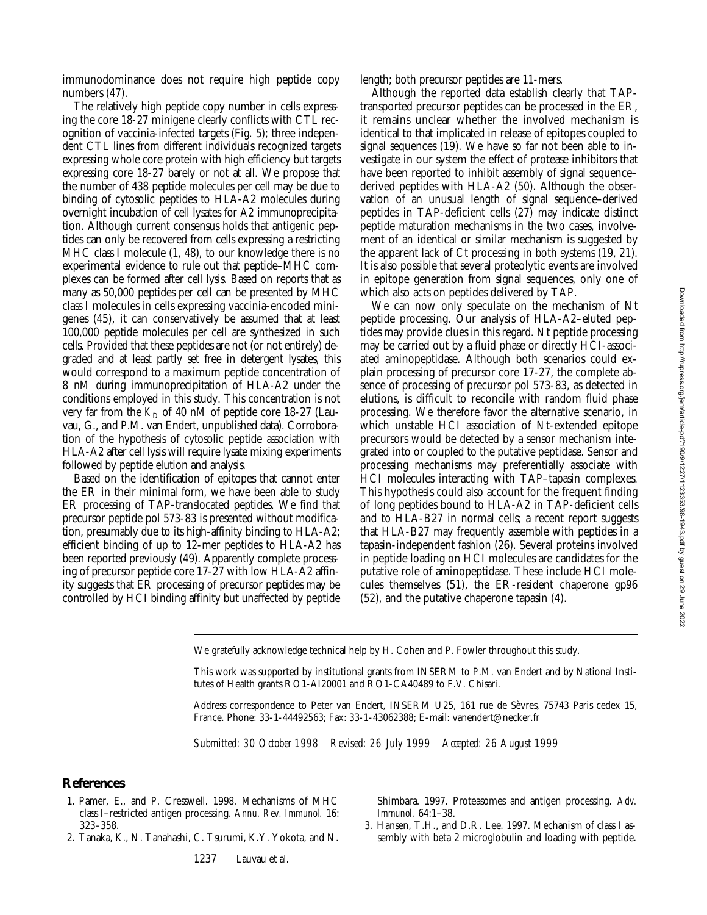immunodominance does not require high peptide copy numbers (47).

The relatively high peptide copy number in cells expressing the core 18-27 minigene clearly conflicts with CTL recognition of vaccinia-infected targets (Fig. 5); three independent CTL lines from different individuals recognized targets expressing whole core protein with high efficiency but targets expressing core 18-27 barely or not at all. We propose that the number of 438 peptide molecules per cell may be due to binding of cytosolic peptides to HLA-A2 molecules during overnight incubation of cell lysates for A2 immunoprecipitation. Although current consensus holds that antigenic peptides can only be recovered from cells expressing a restricting MHC class I molecule (1, 48), to our knowledge there is no experimental evidence to rule out that peptide–MHC complexes can be formed after cell lysis. Based on reports that as many as 50,000 peptides per cell can be presented by MHC class I molecules in cells expressing vaccinia-encoded minigenes (45), it can conservatively be assumed that at least 100,000 peptide molecules per cell are synthesized in such cells. Provided that these peptides are not (or not entirely) degraded and at least partly set free in detergent lysates, this would correspond to a maximum peptide concentration of 8 nM during immunoprecipitation of HLA-A2 under the conditions employed in this study. This concentration is not very far from the $K_D$ of 40 nM of peptide core 18-27 (Lauvau, G., and P.M. van Endert, unpublished data). Corroboration of the hypothesis of cytosolic peptide association with HLA-A2 after cell lysis will require lysate mixing experiments followed by peptide elution and analysis.

Based on the identification of epitopes that cannot enter the ER in their minimal form, we have been able to study ER processing of TAP-translocated peptides. We find that precursor peptide pol 573-83 is presented without modification, presumably due to its high-affinity binding to HLA-A2; efficient binding of up to 12-mer peptides to HLA-A2 has been reported previously (49). Apparently complete processing of precursor peptide core 17-27 with low HLA-A2 affinity suggests that ER processing of precursor peptides may be controlled by HCl binding affinity but unaffected by peptide length; both precursor peptides are 11-mers.

Although the reported data establish clearly that TAP-transported precursor peptides can be processed in the ER, it remains unclear whether the involved mechanism is identical to that implicated in release of epitopes coupled to signal sequences (19). We have so far not been able to investigate in our system the effect of protease inhibitors that have been reported to inhibit assembly of signal sequence–derived peptides with HLA-A2 (50). Although the observation of an unusual length of signal sequence–derived peptides in TAP-deficient cells (27) may indicate distinct peptide maturation mechanisms in the two cases, involvement of an identical or similar mechanism is suggested by the apparent lack of Ct processing in both systems (19, 21). It is also possible that several proteolytic events are involved in epitope generation from signal sequences, only one of which also acts on peptides delivered by TAP.

We can now only speculate on the mechanism of Nt peptide processing. Our analysis of HLA-A2–eluted peptides may provide clues in this regard. Nt peptide processing may be carried out by a fluid phase or directly HCl-associated aminopeptidase. Although both scenarios could explain processing of precursor core 17-27, the complete absence of processing of precursor pol 573-83, as detected in elutions, is difficult to reconcile with random fluid phase processing. We therefore favor the alternative scenario, in which unstable HCl association of Nt-extended epitope precursors would be detected by a sensor mechanism integrated into or coupled to the putative peptidase. Sensor and processing mechanisms may preferentially associate with HCl molecules interacting with TAP–tapasin complexes. This hypothesis could also account for the frequent finding of long peptides bound to HLA-A2 in TAP-deficient cells and to HLA-B27 in normal cells; a recent report suggests that HLA-B27 may frequently assemble with peptides in a tapasin-independent fashion (26). Several proteins involved in peptide loading on HCl molecules are candidates for the putative role of aminopeptidase. These include HCl molecules themselves (51), the ER-resident chaperone gp96 (52), and the putative chaperone tapasin (4).

We gratefully acknowledge technical help by H. Cohen and P. Fowler throughout this study.

This work was supported by institutional grants from INSERM to P.M. van Endert and by National Institutes of Health grants RO1-AI20001 and RO1-CA40489 to F.V. Chisari.

Address correspondence to Peter van Endert, INSERM U25, 161 rue de Sèvres, 75743 Paris cedex 15, France. Phone: 33-1-44492563; Fax: 33-1-43062388; E-mail: vanendert@necker.fr

*Submitted: 30 October 1998 Revised: 26 July 1999 Accepted: 26 August 1999*

## References

1. Pamer, E., and P. Cresswell. 1998. Mechanisms of MHC class I–restricted antigen processing. *Annu. Rev. Immunol.* 16: 323–358.
2. Tanaka, K., N. Tanahashi, C. Tsurumi, K.Y. Yokota, and N. Shimbara. 1997. Proteasomes and antigen processing. *Adv. Immunol.* 64:1–38.
3. Hansen, T.H., and D.R. Lee. 1997. Mechanism of class I assembly with beta 2 microglobulin and loading with peptide.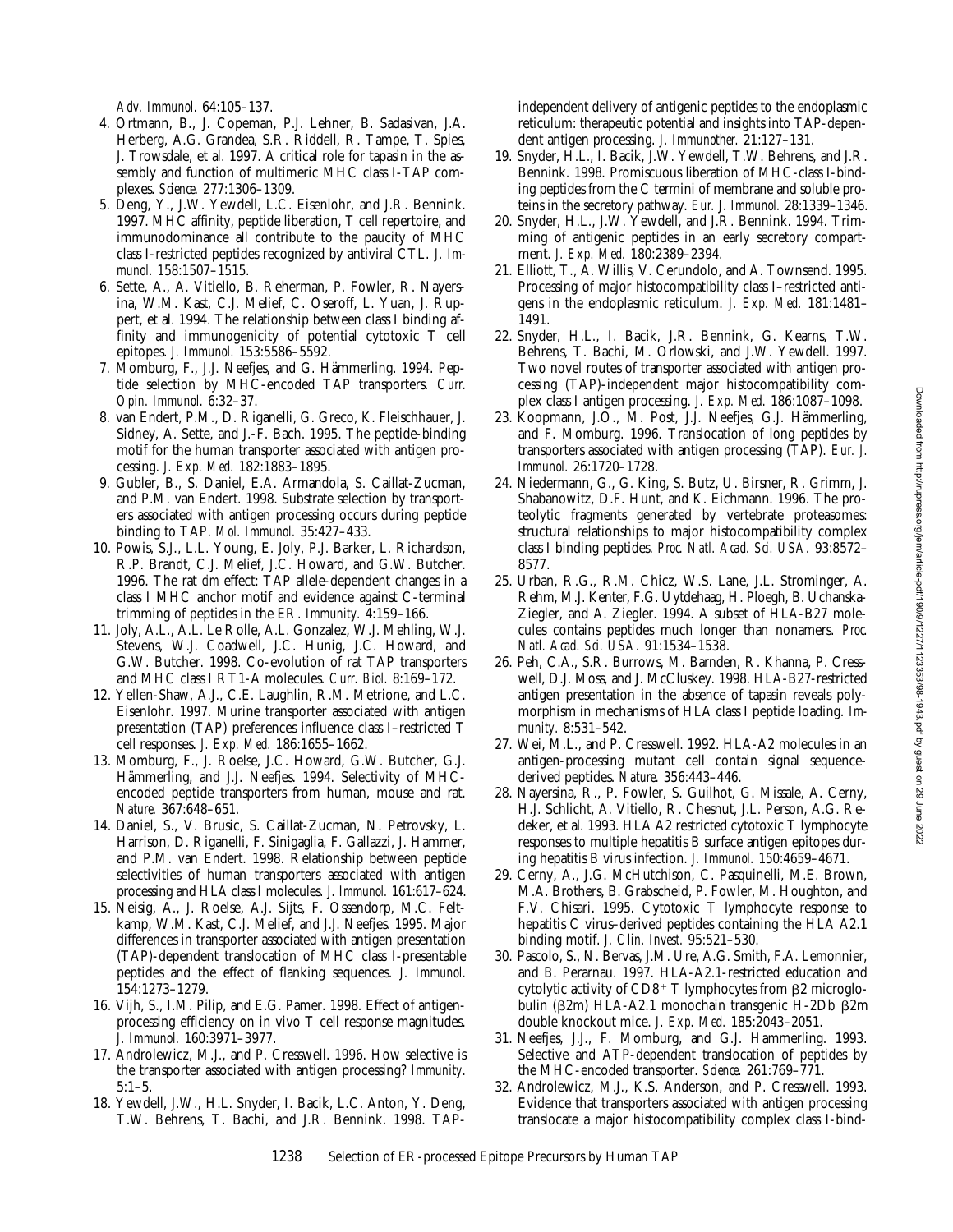*Adv. Immunol.* 64:105–137.

4. Ortmann, B., J. Copeman, P.J. Lehner, B. Sadasivan, J.A. Herberg, A.G. Grandea, S.R. Riddell, R. Tampe, T. Spies, J. Trowsdale, et al. 1997. A critical role for tapasin in the assembly and function of multimeric MHC class I-TAP complexes. *Science.* 277:1306–1309.
5. Deng, Y., J.W. Yewdell, L.C. Eisenlohr, and J.R. Bennink. 1997. MHC affinity, peptide liberation, T cell repertoire, and immunodominance all contribute to the paucity of MHC class I-restricted peptides recognized by antiviral CTL. *J. Immunol.* 158:1507–1515.
6. Sette, A., A. Vitiello, B. Reherman, P. Fowler, R. Nayersina, W.M. Kast, C.J. Melief, C. Oseroff, L. Yuan, J. Ruppert, et al. 1994. The relationship between class I binding affinity and immunogenicity of potential cytotoxic T cell epitopes. *J. Immunol.* 153:5586–5592.
7. Momburg, F., J.J. Neefjes, and G. Hämmerling. 1994. Peptide selection by MHC-encoded TAP transporters. *Curr. Opin. Immunol.* 6:32–37.
8. van Endert, P.M., D. Riganelli, G. Greco, K. Fleischhauer, J. Sidney, A. Sette, and J.-F. Bach. 1995. The peptide-binding motif for the human transporter associated with antigen processing. *J. Exp. Med.* 182:1883–1895.
9. Gubler, B., S. Daniel, E.A. Armandola, S. Caillat-Zucman, and P.M. van Endert. 1998. Substrate selection by transporters associated with antigen processing occurs during peptide binding to TAP. *Mol. Immunol.* 35:427–433.
10. Powis, S.J., L.L. Young, E. Joly, P.J. Barker, L. Richardson, R.P. Brandt, C.J. Melief, J.C. Howard, and G.W. Butcher. 1996. The rat *cim* effect: TAP allele-dependent changes in a class I MHC anchor motif and evidence against C-terminal trimming of peptides in the ER. *Immunity.* 4:159–166.
11. Joly, A.L., A.L. Le Rolle, A.L. Gonzalez, W.J. Mehling, W.J. Stevens, W.J. Coadwell, J.C. Hunig, J.C. Howard, and G.W. Butcher. 1998. Co-evolution of rat TAP transporters and MHC class I RT1-A molecules. *Curr. Biol.* 8:169–172.
12. Yellen-Shaw, A.J., C.E. Laughlin, R.M. Metrione, and L.C. Eisenlohr. 1997. Murine transporter associated with antigen presentation (TAP) preferences influence class I–restricted T cell responses. *J. Exp. Med.* 186:1655–1662.
13. Momburg, F., J. Roelse, J.C. Howard, G.W. Butcher, G.J. Hämmerling, and J.J. Neefjes. 1994. Selectivity of MHC-encoded peptide transporters from human, mouse and rat. *Nature.* 367:648–651.
14. Daniel, S., V. Brusic, S. Caillat-Zucman, N. Petrovsky, L. Harrison, D. Riganelli, F. Sinigaglia, F. Gallazzi, J. Hammer, and P.M. van Endert. 1998. Relationship between peptide selectivities of human transporters associated with antigen processing and HLA class I molecules. *J. Immunol.* 161:617–624.
15. Neisig, A., J. Roelse, A.J. Sijts, F. Ossendorp, M.C. Feltkamp, W.M. Kast, C.J. Melief, and J.J. Neefjes. 1995. Major differences in transporter associated with antigen presentation (TAP)-dependent translocation of MHC class I-presentable peptides and the effect of flanking sequences. *J. Immunol.* 154:1273–1279.
16. Vijh, S., I.M. Pilip, and E.G. Pamer. 1998. Effect of antigen-processing efficiency on in vivo T cell response magnitudes. *J. Immunol.* 160:3971–3977.
17. Androlewicz, M.J., and P. Cresswell. 1996. How selective is the transporter associated with antigen processing? *Immunity.* 5:1–5.
18. Yewdell, J.W., H.L. Snyder, I. Bacik, L.C. Anton, Y. Deng, T.W. Behrens, T. Bachi, and J.R. Bennink. 1998. TAP-independent delivery of antigenic peptides to the endoplasmic reticulum: therapeutic potential and insights into TAP-dependent antigen processing. *J. Immunother.* 21:127–131.
19. Snyder, H.L., I. Bacik, J.W. Yewdell, T.W. Behrens, and J.R. Bennink. 1998. Promiscuous liberation of MHC-class I-binding peptides from the C termini of membrane and soluble proteins in the secretory pathway. *Eur. J. Immunol.* 28:1339–1346.
20. Snyder, H.L., J.W. Yewdell, and J.R. Bennink. 1994. Trimming of antigenic peptides in an early secretory compartment. *J. Exp. Med.* 180:2389–2394.
21. Elliott, T., A. Willis, V. Cerundolo, and A. Townsend. 1995. Processing of major histocompatibility class I–restricted antigens in the endoplasmic reticulum. *J. Exp. Med.* 181:1481–1491.
22. Snyder, H.L., I. Bacik, J.R. Bennink, G. Kearns, T.W. Behrens, T. Bachi, M. Orlowski, and J.W. Yewdell. 1997. Two novel routes of transporter associated with antigen processing (TAP)-independent major histocompatibility complex class I antigen processing. *J. Exp. Med.* 186:1087–1098.
23. Koopmann, J.O., M. Post, J.J. Neefjes, G.J. Hämmerling, and F. Momburg. 1996. Translocation of long peptides by transporters associated with antigen processing (TAP). *Eur. J. Immunol.* 26:1720–1728.
24. Niedermann, G., G. King, S. Butz, U. Birsner, R. Grimm, J. Shabanowitz, D.F. Hunt, and K. Eichmann. 1996. The proteolytic fragments generated by vertebrate proteasomes: structural relationships to major histocompatibility complex class I binding peptides. *Proc. Natl. Acad. Sci. USA.* 93:8572–8577.
25. Urban, R.G., R.M. Chicz, W.S. Lane, J.L. Strominger, A. Rehm, M.J. Kenter, F.G. Uytdehaag, H. Ploegh, B. Uchanska-Ziegler, and A. Ziegler. 1994. A subset of HLA-B27 molecules contains peptides much longer than nonamers. *Proc. Natl. Acad. Sci. USA.* 91:1534–1538.
26. Peh, C.A., S.R. Burrows, M. Barnden, R. Khanna, P. Cresswell, D.J. Moss, and J. McCluskey. 1998. HLA-B27-restricted antigen presentation in the absence of tapasin reveals polymorphism in mechanisms of HLA class I peptide loading. *Immunity.* 8:531–542.
27. Wei, M.L., and P. Cresswell. 1992. HLA-A2 molecules in an antigen-processing mutant cell contain signal sequence-derived peptides. *Nature.* 356:443–446.
28. Nayersina, R., P. Fowler, S. Guilhot, G. Missale, A. Cerny, H.J. Schlicht, A. Vitiello, R. Chesnut, J.L. Person, A.G. Redeker, et al. 1993. HLA A2 restricted cytotoxic T lymphocyte responses to multiple hepatitis B surface antigen epitopes during hepatitis B virus infection. *J. Immunol.* 150:4659–4671.
29. Cerny, A., J.G. McHutchison, C. Pasquinelli, M.E. Brown, M.A. Brothers, B. Grabscheid, P. Fowler, M. Houghton, and F.V. Chisari. 1995. Cytotoxic T lymphocyte response to hepatitis C virus–derived peptides containing the HLA A2.1 binding motif. *J. Clin. Invest.* 95:521–530.
30. Pascolo, S., N. Bervas, J.M. Ure, A.G. Smith, F.A. Lemonnier, and B. Perarnau. 1997. HLA-A2.1-restricted education and cytolytic activity of $CD8^+$ T lymphocytes from $\beta$2 microglobulin ($\beta$2m) HLA-A2.1 monochain transgenic H-2Db $\beta$2m double knockout mice. *J. Exp. Med.* 185:2043–2051.
31. Neefjes, J.J., F. Momburg, and G.J. Hammerling. 1993. Selective and ATP-dependent translocation of peptides by the MHC-encoded transporter. *Science.* 261:769–771.
32. Androlewicz, M.J., K.S. Anderson, and P. Cresswell. 1993. Evidence that transporters associated with antigen processing translocate a major histocompatibility complex class I-bind-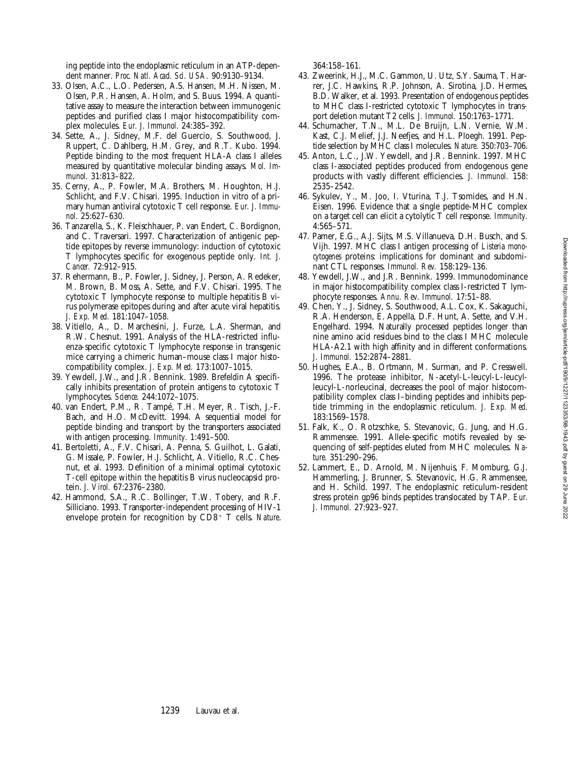ing peptide into the endoplasmic reticulum in an ATP-dependent manner. *Proc. Natl. Acad. Sci. USA.* 90:9130–9134.

33. Olsen, A.C., L.O. Pedersen, A.S. Hansen, M.H. Nissen, M. Olsen, P.R. Hansen, A. Holm, and S. Buus. 1994. A quantitative assay to measure the interaction between immunogenic peptides and purified class I major histocompatibility complex molecules. *Eur. J. Immunol.* 24:385–392.
34. Sette, A., J. Sidney, M.F. del Guercio, S. Southwood, J. Ruppert, C. Dahlberg, H.M. Grey, and R.T. Kubo. 1994. Peptide binding to the most frequent HLA-A class I alleles measured by quantitative molecular binding assays. *Mol. Immunol.* 31:813–822.
35. Cerny, A., P. Fowler, M.A. Brothers, M. Houghton, H.J. Schlicht, and F.V. Chisari. 1995. Induction in vitro of a primary human antiviral cytotoxic T cell response. *Eur. J. Immunol.* 25:627–630.
36. Tanzarella, S., K. Fleischhauer, P. van Endert, C. Bordignon, and C. Traversari. 1997. Characterization of antigenic peptide epitopes by reverse immunology: induction of cytotoxic T lymphocytes specific for exogenous peptide only. *Int. J. Cancer.* 72:912–915.
37. Rehermann, B., P. Fowler, J. Sidney, J. Person, A. Redeker, M. Brown, B. Moss, A. Sette, and F.V. Chisari. 1995. The cytotoxic T lymphocyte response to multiple hepatitis B virus polymerase epitopes during and after acute viral hepatitis. *J. Exp. Med.* 181:1047–1058.
38. Vitiello, A., D. Marchesini, J. Furze, L.A. Sherman, and R.W. Chesnut. 1991. Analysis of the HLA-restricted influenza-specific cytotoxic T lymphocyte response in transgenic mice carrying a chimeric human–mouse class I major histocompatibility complex. *J. Exp. Med.* 173:1007–1015.
39. Yewdell, J.W., and J.R. Bennink. 1989. Brefeldin A specifically inhibits presentation of protein antigens to cytotoxic T lymphocytes. *Science.* 244:1072–1075.
40. van Endert, P.M., R. Tampé, T.H. Meyer, R. Tisch, J.-F. Bach, and H.O. McDevitt. 1994. A sequential model for peptide binding and transport by the transporters associated with antigen processing. *Immunity.* 1:491–500.
41. Bertoletti, A., F.V. Chisari, A. Penna, S. Guilhot, L. Galati, G. Missale, P. Fowler, H.J. Schlicht, A. Vitiello, R.C. Chesnut, et al. 1993. Definition of a minimal optimal cytotoxic T-cell epitope within the hepatitis B virus nucleocapsid protein. *J. Virol.* 67:2376–2380.
42. Hammond, S.A., R.C. Bollinger, T.W. Tobery, and R.F. Silliciano. 1993. Transporter-independent processing of HIV-1 envelope protein for recognition by CD8+ T cells. *Nature.* 364:158–161.
43. Zweerink, H.J., M.C. Gammon, U. Utz, S.Y. Sauma, T. Harrer, J.C. Hawkins, R.P. Johnson, A. Sirotina, J.D. Hermes, B.D. Walker, et al. 1993. Presentation of endogenous peptides to MHC class I-restricted cytotoxic T lymphocytes in transport deletion mutant T2 cells. *J. Immunol.* 150:1763–1771.
44. Schumacher, T.N., M.L. De Bruijn, L.N. Vernie, W.M. Kast, C.J. Melief, J.J. Neefjes, and H.L. Ploegh. 1991. Peptide selection by MHC class I molecules. *Nature.* 350:703–706.
45. Anton, L.C., J.W. Yewdell, and J.R. Bennink. 1997. MHC class I-associated peptides produced from endogenous gene products with vastly different efficiencies. *J. Immunol.* 158: 2535–2542.
46. Sykulev, Y., M. Joo, I. Vturina, T.J. Tsomides, and H.N. Eisen. 1996. Evidence that a single peptide-MHC complex on a target cell can elicit a cytolytic T cell response. *Immunity.* 4:565–571.
47. Pamer, E.G., A.J. Sijts, M.S. Villanueva, D.H. Busch, and S. Vijh. 1997. MHC class I antigen processing of *Listeria monocytogenes* proteins: implications for dominant and subdominant CTL responses. *Immunol. Rev.* 158:129–136.
48. Yewdell, J.W., and J.R. Bennink. 1999. Immunodominance in major histocompatibility complex class I-restricted T lymphocyte responses. *Annu. Rev. Immunol.* 17:51–88.
49. Chen, Y., J. Sidney, S. Southwood, A.L. Cox, K. Sakaguchi, R.A. Henderson, E. Appella, D.F. Hunt, A. Sette, and V.H. Engelhard. 1994. Naturally processed peptides longer than nine amino acid residues bind to the class I MHC molecule HLA-A2.1 with high affinity and in different conformations. *J. Immunol.* 152:2874–2881.
50. Hughes, E.A., B. Ortmann, M. Surman, and P. Cresswell. 1996. The protease inhibitor, *N*-acetyl-L-leucyl-L-leucyl-leucyl-L-norleucinal, decreases the pool of major histocompatibility complex class I–binding peptides and inhibits peptide trimming in the endoplasmic reticulum. *J. Exp. Med.* 183:1569–1578.
51. Falk, K., O. Rotzschke, S. Stevanovic, G. Jung, and H.G. Rammensee. 1991. Allele-specific motifs revealed by sequencing of self-peptides eluted from MHC molecules. *Nature.* 351:290–296.
52. Lammert, E., D. Arnold, M. Nijenhuis, F. Momburg, G.J. Hammerling, J. Brunner, S. Stevanovic, H.G. Rammensee, and H. Schild. 1997. The endoplasmic reticulum-resident stress protein gp96 binds peptides translocated by TAP. *Eur. J. Immunol.* 27:923–927.